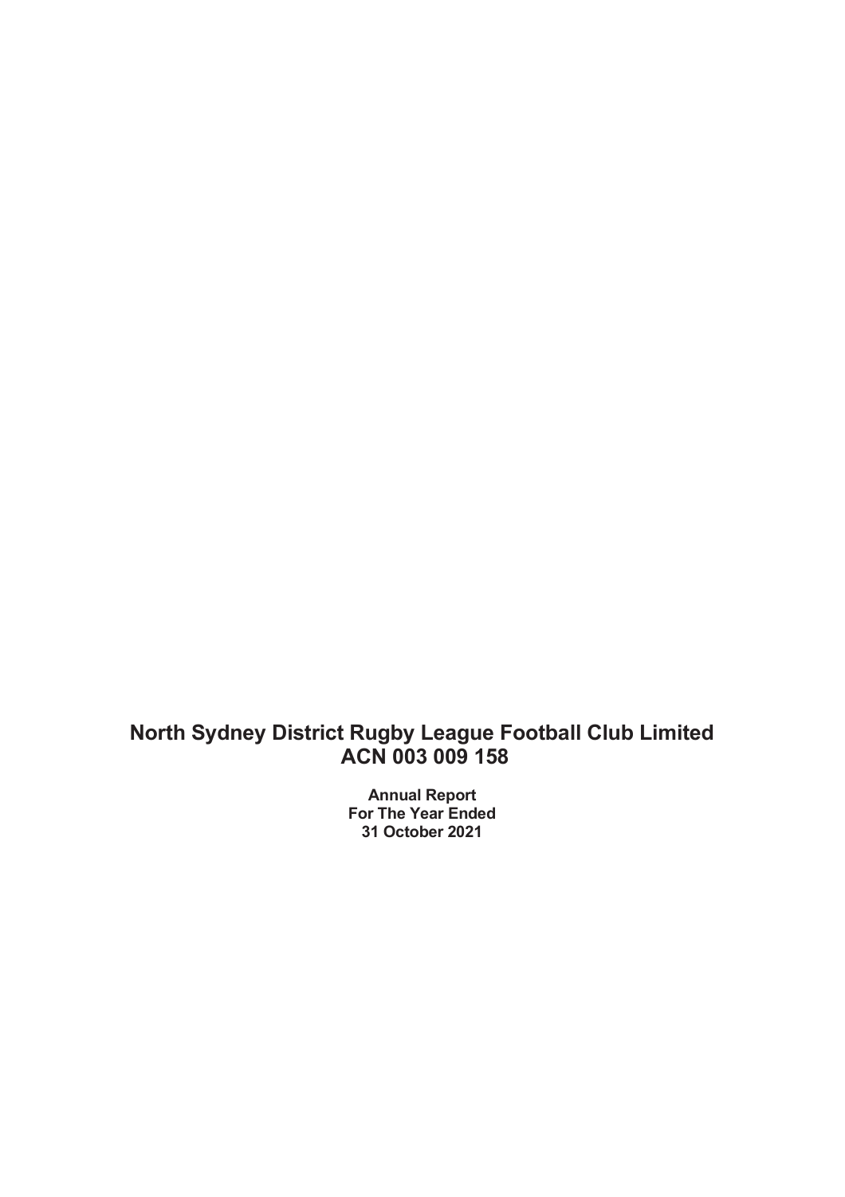# North Sydney District Rugby League Football Club Limited
# ACN 003 009 158

**Annual Report**
**For The Year Ended**
**31 October 2021**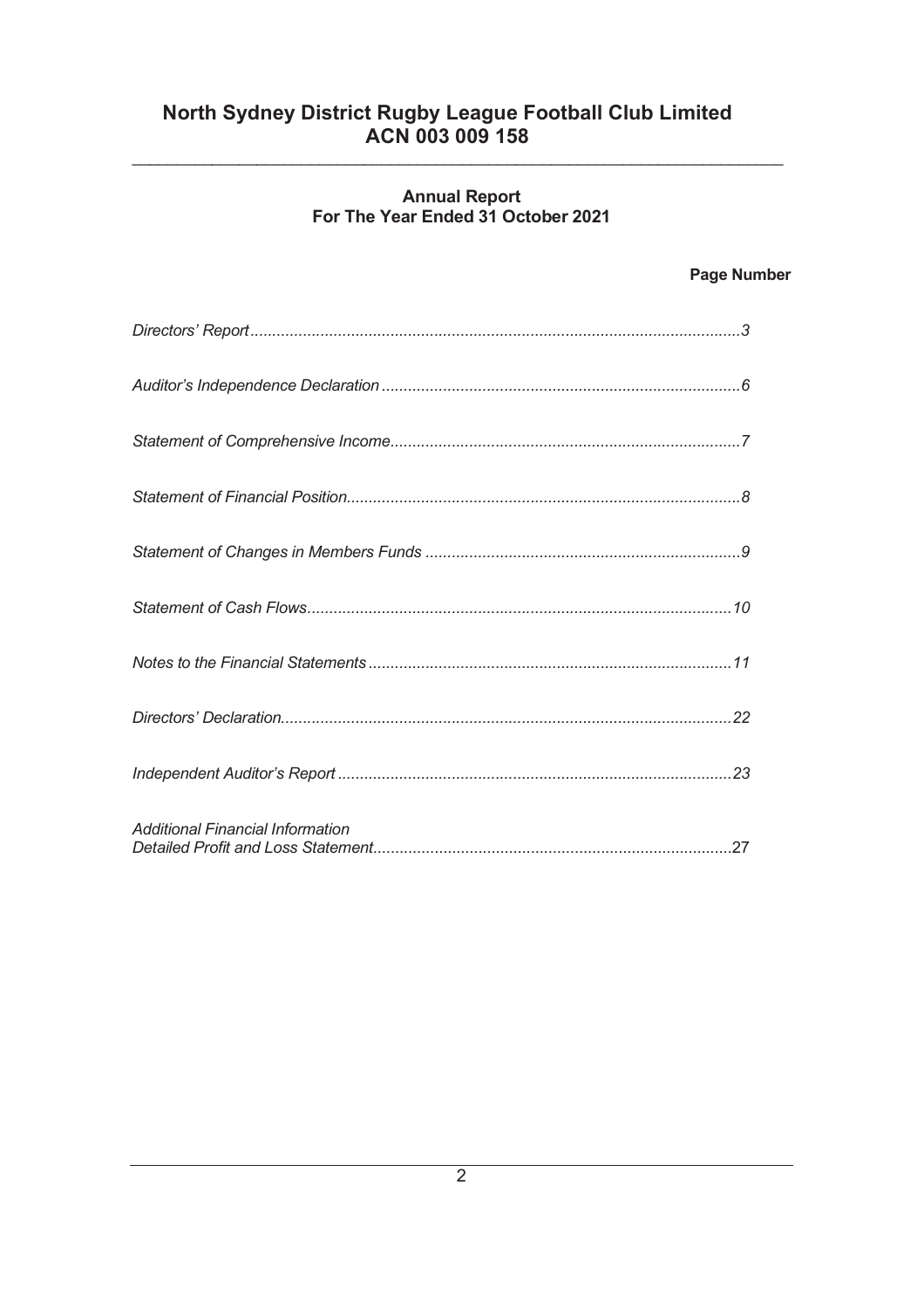# North Sydney District Rugby League Football Club Limited
## ACN 003 009 158

### Annual Report
### For The Year Ended 31 October 2021

| | **Page Number** |
|---|---|
| *Directors' Report* | *3* |
| *Auditor's Independence Declaration* | *6* |
| *Statement of Comprehensive Income* | *7* |
| *Statement of Financial Position* | *8* |
| *Statement of Changes in Members Funds* | *9* |
| *Statement of Cash Flows* | *10* |
| *Notes to the Financial Statements* | *11* |
| *Directors' Declaration* | *22* |
| *Independent Auditor's Report* | *23* |
| *Additional Financial Information*<br>*Detailed Profit and Loss Statement* | *27* |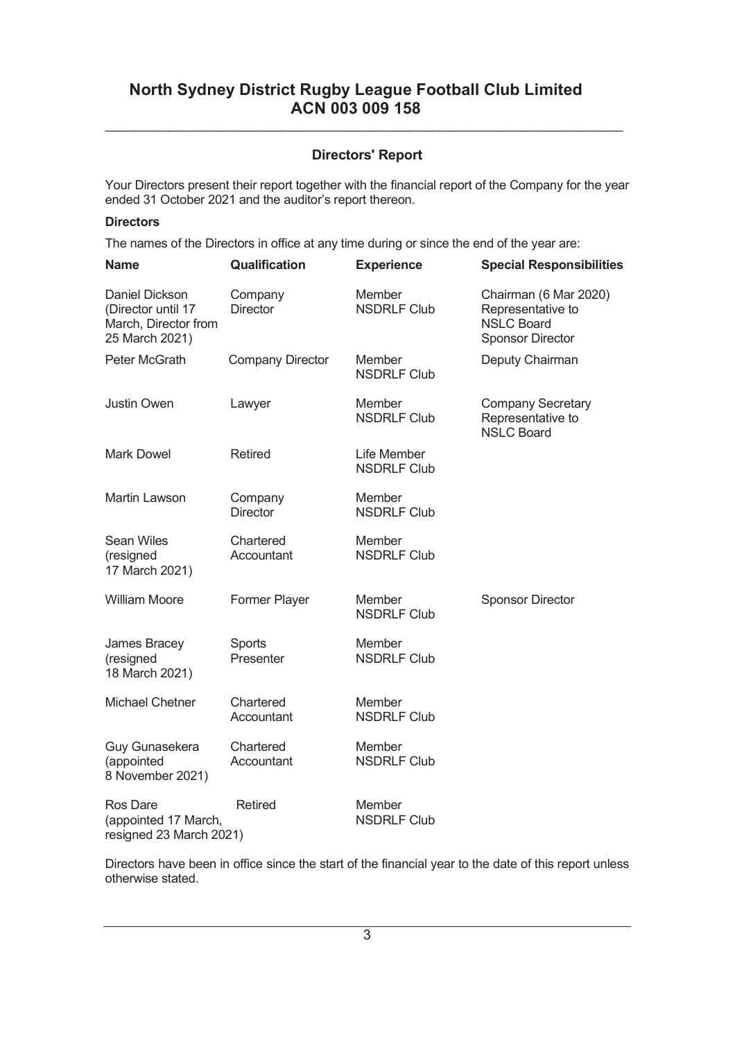# North Sydney District Rugby League Football Club Limited
# ACN 003 009 158

## Directors' Report

Your Directors present their report together with the financial report of the Company for the year ended 31 October 2021 and the auditor's report thereon.

**Directors**

The names of the Directors in office at any time during or since the end of the year are:

| Name | Qualification | Experience | Special Responsibilities |
|---|---|---|---|
| Daniel Dickson (Director until 17 March, Director from 25 March 2021) | Company Director | Member NSDRLF Club | Chairman (6 Mar 2020) Representative to NSLC Board Sponsor Director |
| Peter McGrath | Company Director | Member NSDRLF Club | Deputy Chairman |
| Justin Owen | Lawyer | Member NSDRLF Club | Company Secretary Representative to NSLC Board |
| Mark Dowel | Retired | Life Member NSDRLF Club | |
| Martin Lawson | Company Director | Member NSDRLF Club | |
| Sean Wiles (resigned 17 March 2021) | Chartered Accountant | Member NSDRLF Club | |
| William Moore | Former Player | Member NSDRLF Club | Sponsor Director |
| James Bracey (resigned 18 March 2021) | Sports Presenter | Member NSDRLF Club | |
| Michael Chetner | Chartered Accountant | Member NSDRLF Club | |
| Guy Gunasekera (appointed 8 November 2021) | Chartered Accountant | Member NSDRLF Club | |
| Ros Dare (appointed 17 March, resigned 23 March 2021) | Retired | Member NSDRLF Club | |

Directors have been in office since the start of the financial year to the date of this report unless otherwise stated.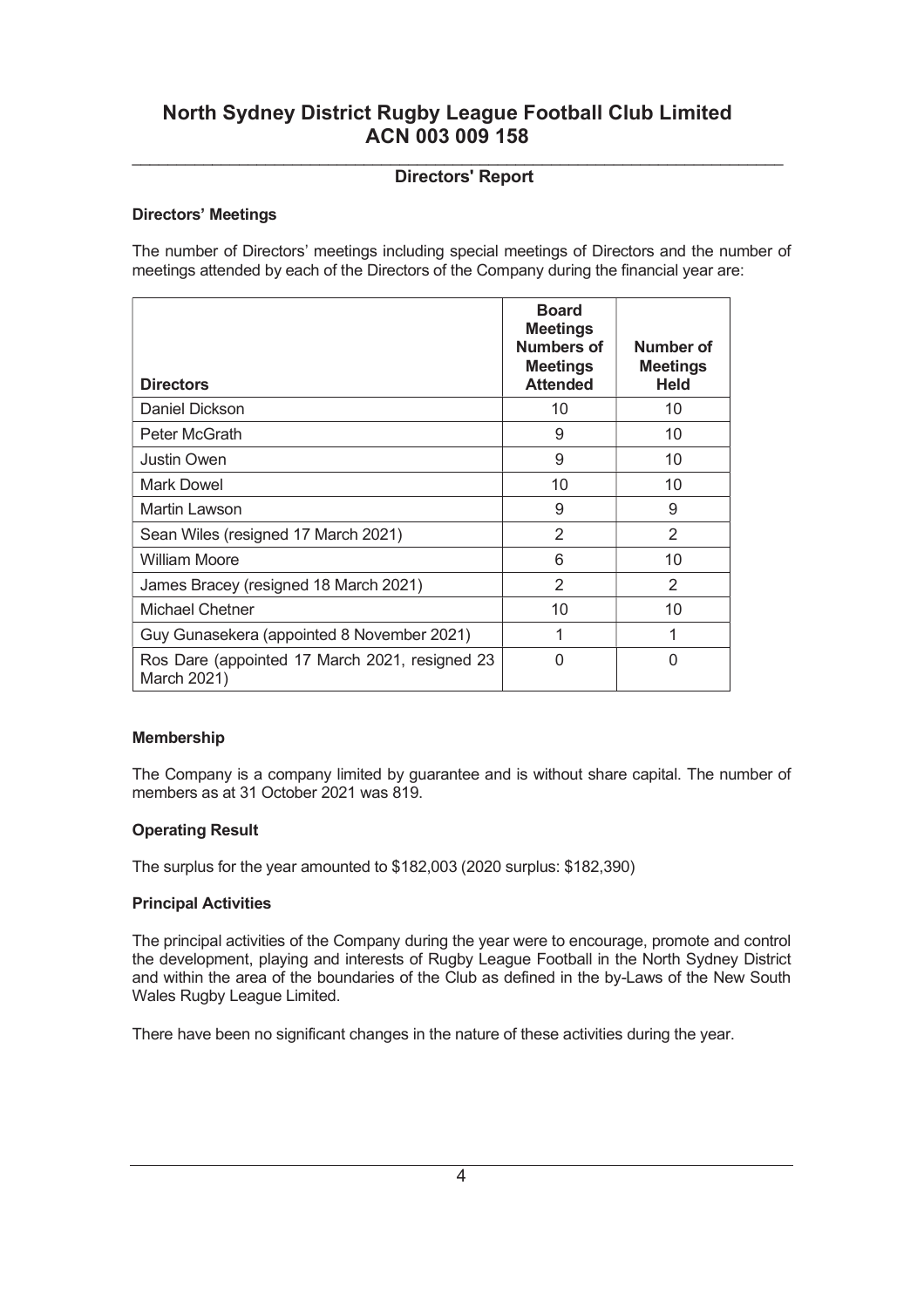# North Sydney District Rugby League Football Club Limited
# ACN 003 009 158

## Directors' Report

### Directors' Meetings

The number of Directors' meetings including special meetings of Directors and the number of meetings attended by each of the Directors of the Company during the financial year are:

| Directors | Board Meetings Numbers of Meetings Attended | Number of Meetings Held |
|---|---|---|
| Daniel Dickson | 10 | 10 |
| Peter McGrath | 9 | 10 |
| Justin Owen | 9 | 10 |
| Mark Dowel | 10 | 10 |
| Martin Lawson | 9 | 9 |
| Sean Wiles (resigned 17 March 2021) | 2 | 2 |
| William Moore | 6 | 10 |
| James Bracey (resigned 18 March 2021) | 2 | 2 |
| Michael Chetner | 10 | 10 |
| Guy Gunasekera (appointed 8 November 2021) | 1 | 1 |
| Ros Dare (appointed 17 March 2021, resigned 23 March 2021) | 0 | 0 |

### Membership

The Company is a company limited by guarantee and is without share capital. The number of members as at 31 October 2021 was 819.

### Operating Result

The surplus for the year amounted to $182,003 (2020 surplus: $182,390)

### Principal Activities

The principal activities of the Company during the year were to encourage, promote and control the development, playing and interests of Rugby League Football in the North Sydney District and within the area of the boundaries of the Club as defined in the by-Laws of the New South Wales Rugby League Limited.

There have been no significant changes in the nature of these activities during the year.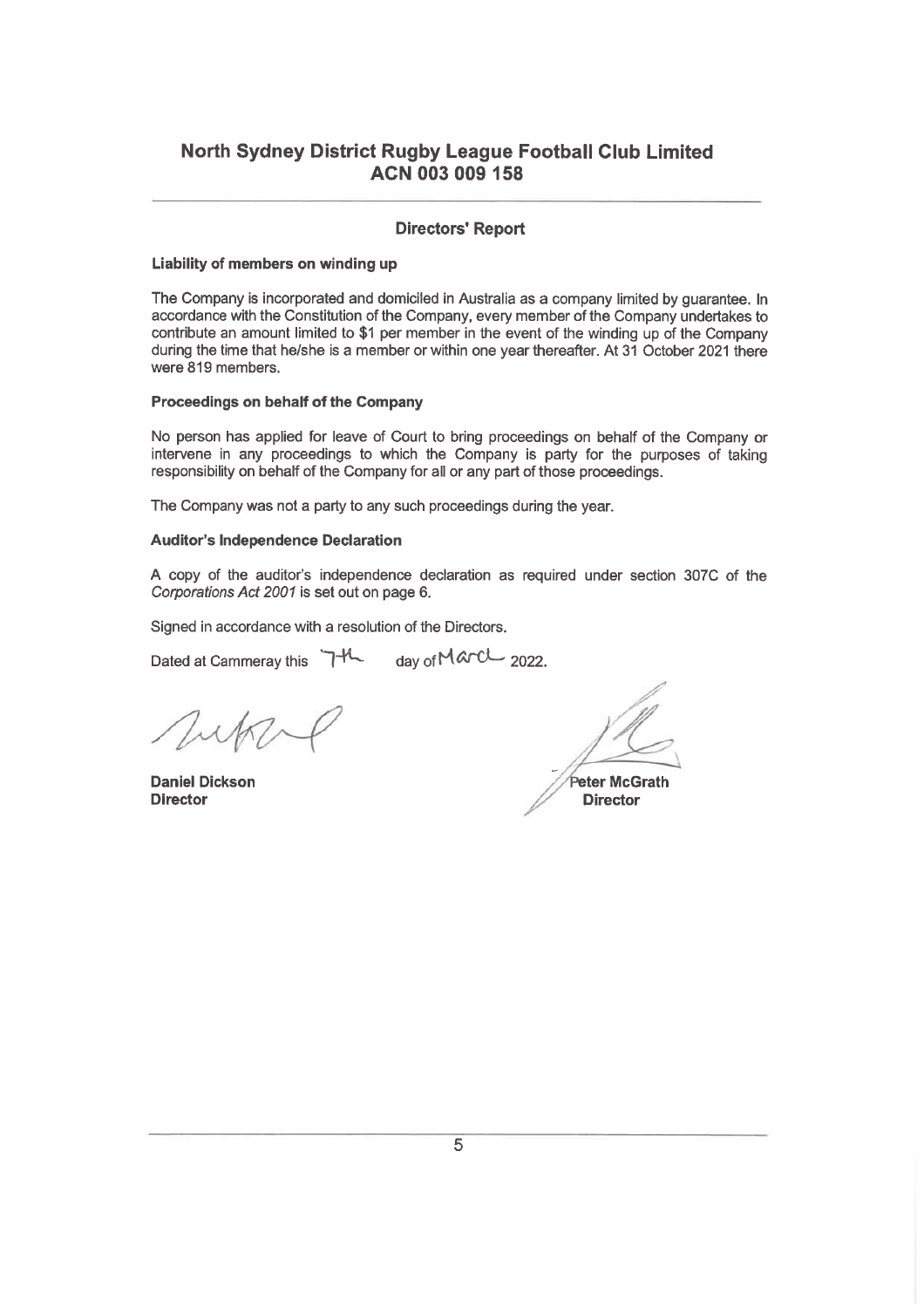# North Sydney District Rugby League Football Club Limited
# ACN 003 009 158

## Directors' Report

### Liability of members on winding up

The Company is incorporated and domiciled in Australia as a company limited by guarantee. In accordance with the Constitution of the Company, every member of the Company undertakes to contribute an amount limited to $1 per member in the event of the winding up of the Company during the time that he/she is a member or within one year thereafter. At 31 October 2021 there were 819 members.

### Proceedings on behalf of the Company

No person has applied for leave of Court to bring proceedings on behalf of the Company or intervene in any proceedings to which the Company is party for the purposes of taking responsibility on behalf of the Company for all or any part of those proceedings.

The Company was not a party to any such proceedings during the year.

### Auditor's Independence Declaration

A copy of the auditor's independence declaration as required under section 307C of the *Corporations Act 2001* is set out on page 6.

Signed in accordance with a resolution of the Directors.

Dated at Cammeray this 7th day of March 2022.

**Daniel Dickson**
**Director**

**Peter McGrath**
**Director**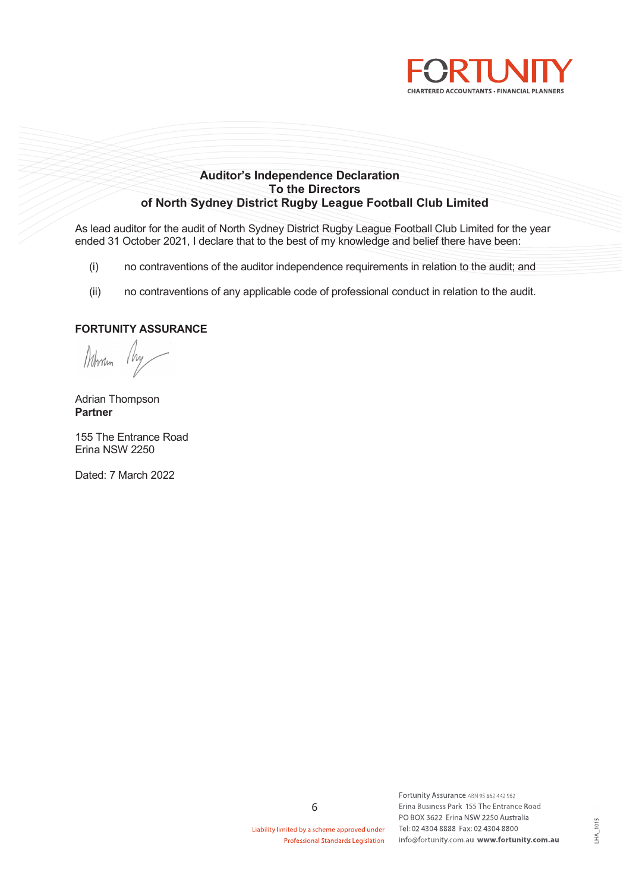**Auditor's Independence Declaration**
**To the Directors**
**of North Sydney District Rugby League Football Club Limited**

As lead auditor for the audit of North Sydney District Rugby League Football Club Limited for the year ended 31 October 2021, I declare that to the best of my knowledge and belief there have been:

(i) no contraventions of the auditor independence requirements in relation to the audit; and

(ii) no contraventions of any applicable code of professional conduct in relation to the audit.

**FORTUNITY ASSURANCE**

Adrian Thompson
**Partner**

155 The Entrance Road
Erina NSW 2250

Dated: 7 March 2022

Liability limited by a scheme approved under Professional Standards Legislation

Fortunity Assurance ABN 95 862 442 962
Erina Business Park 155 The Entrance Road
PO BOX 3622 Erina NSW 2250 Australia
Tel: 02 4304 8888 Fax: 02 4304 8800
info@fortunity.com.au **www.fortunity.com.au**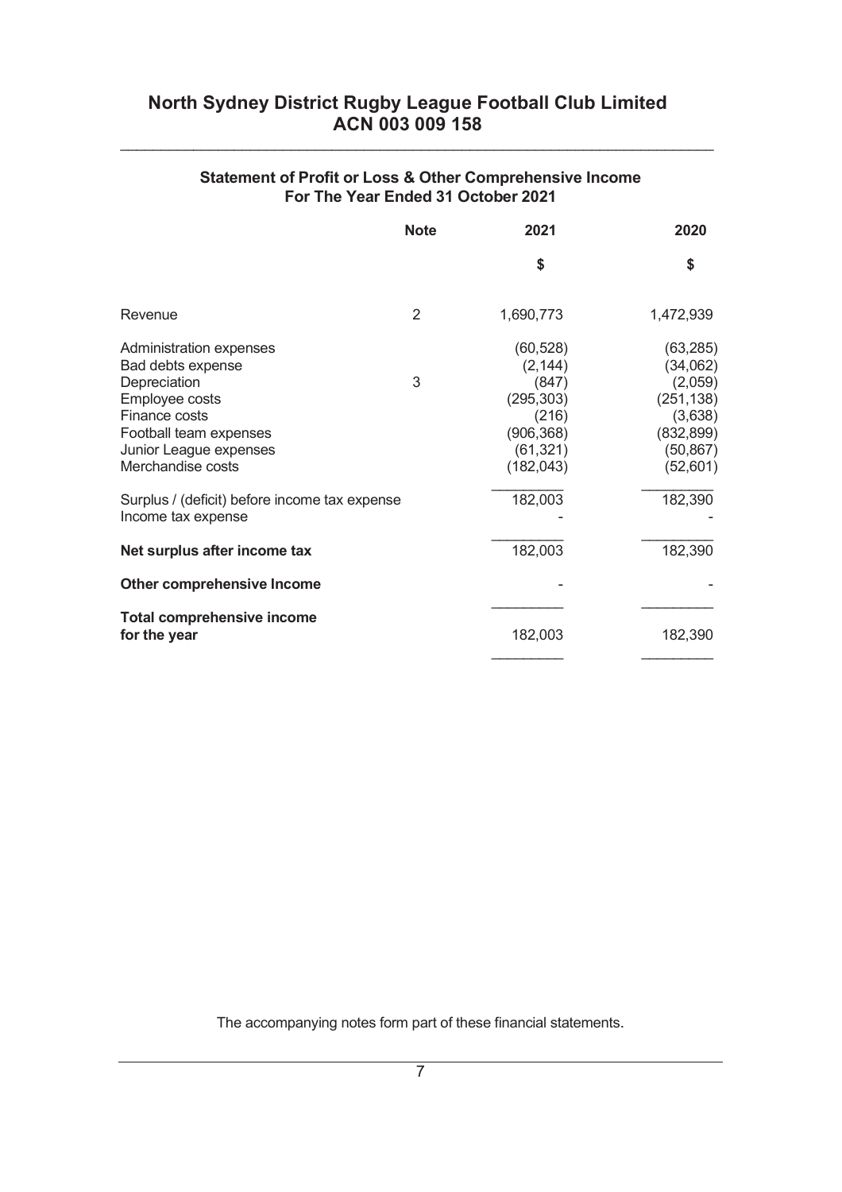# North Sydney District Rugby League Football Club Limited
## ACN 003 009 158

### Statement of Profit or Loss & Other Comprehensive Income
### For The Year Ended 31 October 2021

| | Note | 2021 | 2020 |
|---|---|---|---|
| | | $ | $ |
| Revenue | 2 | 1,690,773 | 1,472,939 |
| Administration expenses | | (60,528) | (63,285) |
| Bad debts expense | | (2,144) | (34,062) |
| Depreciation | 3 | (847) | (2,059) |
| Employee costs | | (295,303) | (251,138) |
| Finance costs | | (216) | (3,638) |
| Football team expenses | | (906,368) | (832,899) |
| Junior League expenses | | (61,321) | (50,867) |
| Merchandise costs | | (182,043) | (52,601) |
| Surplus / (deficit) before income tax expense | | 182,003 | 182,390 |
| Income tax expense | | - | - |
| **Net surplus after income tax** | | 182,003 | 182,390 |
| **Other comprehensive Income** | | - | - |
| **Total comprehensive income for the year** | | 182,003 | 182,390 |

The accompanying notes form part of these financial statements.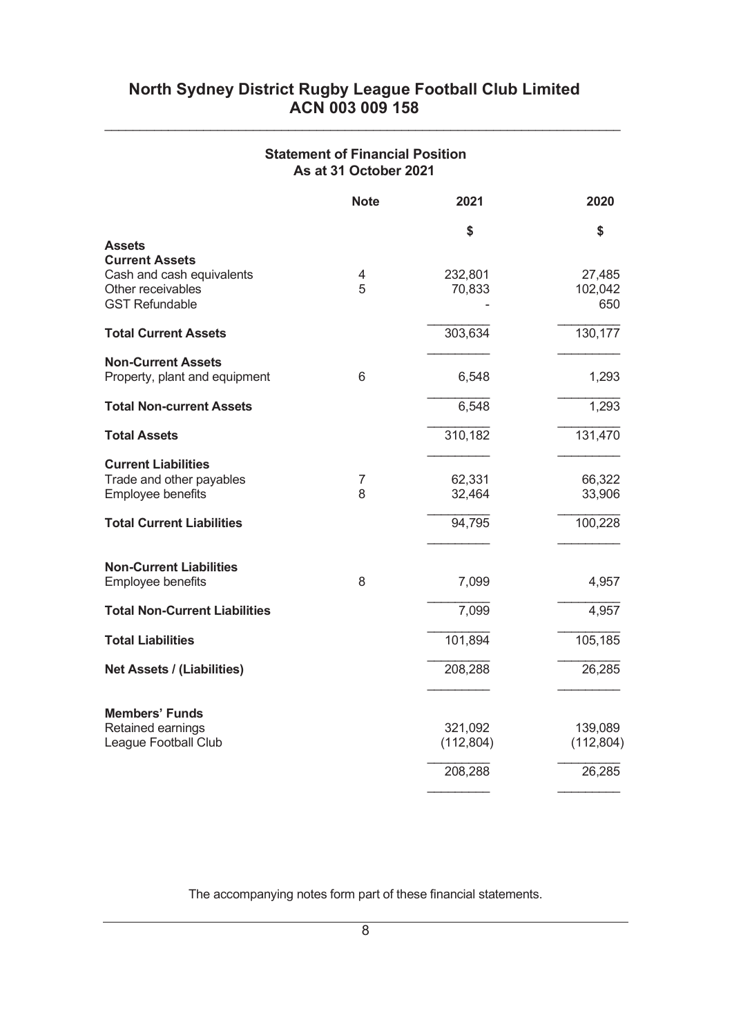# North Sydney District Rugby League Football Club Limited
## ACN 003 009 158

### Statement of Financial Position
### As at 31 October 2021

| | Note | 2021 | 2020 |
|---|---|---|---|
| | | $ | $ |
| **Assets** | | | |
| **Current Assets** | | | |
| Cash and cash equivalents | 4 | 232,801 | 27,485 |
| Other receivables | 5 | 70,833 | 102,042 |
| GST Refundable | | - | 650 |
| **Total Current Assets** | | 303,634 | 130,177 |
| **Non-Current Assets** | | | |
| Property, plant and equipment | 6 | 6,548 | 1,293 |
| **Total Non-current Assets** | | 6,548 | 1,293 |
| **Total Assets** | | 310,182 | 131,470 |
| **Current Liabilities** | | | |
| Trade and other payables | 7 | 62,331 | 66,322 |
| Employee benefits | 8 | 32,464 | 33,906 |
| **Total Current Liabilities** | | 94,795 | 100,228 |
| **Non-Current Liabilities** | | | |
| Employee benefits | 8 | 7,099 | 4,957 |
| **Total Non-Current Liabilities** | | 7,099 | 4,957 |
| **Total Liabilities** | | 101,894 | 105,185 |
| **Net Assets / (Liabilities)** | | 208,288 | 26,285 |
| **Members' Funds** | | | |
| Retained earnings | | 321,092 | 139,089 |
| League Football Club | | (112,804) | (112,804) |
| | | 208,288 | 26,285 |

The accompanying notes form part of these financial statements.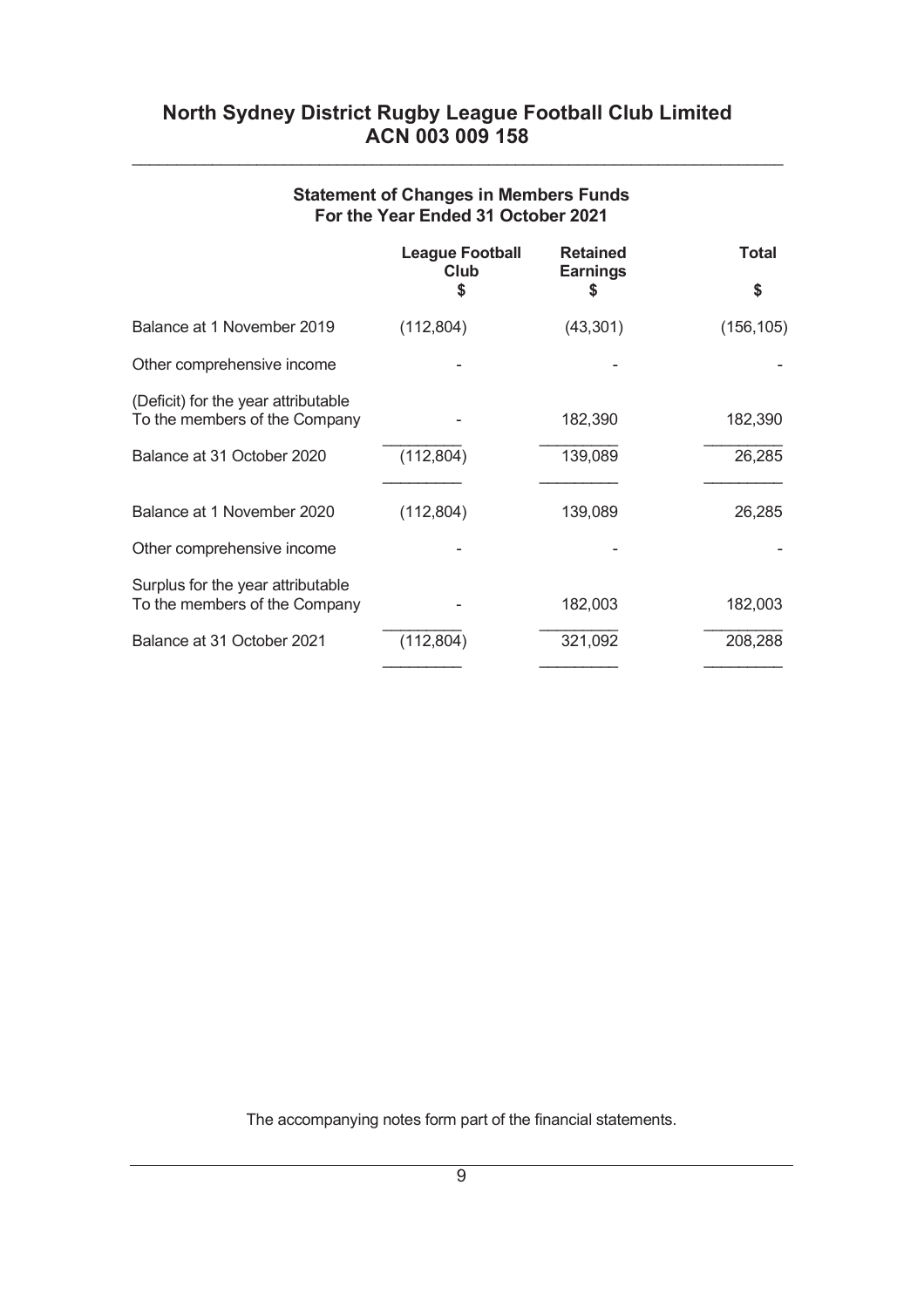# North Sydney District Rugby League Football Club Limited
# ACN 003 009 158

## Statement of Changes in Members Funds
## For the Year Ended 31 October 2021

| | League Football Club $ | Retained Earnings $ | Total $ |
|---|---|---|---|
| Balance at 1 November 2019 | (112,804) | (43,301) | (156,105) |
| Other comprehensive income | - | - | - |
| (Deficit) for the year attributable To the members of the Company | - | 182,390 | 182,390 |
| Balance at 31 October 2020 | (112,804) | 139,089 | 26,285 |
| Balance at 1 November 2020 | (112,804) | 139,089 | 26,285 |
| Other comprehensive income | - | - | - |
| Surplus for the year attributable To the members of the Company | - | 182,003 | 182,003 |
| Balance at 31 October 2021 | (112,804) | 321,092 | 208,288 |

The accompanying notes form part of the financial statements.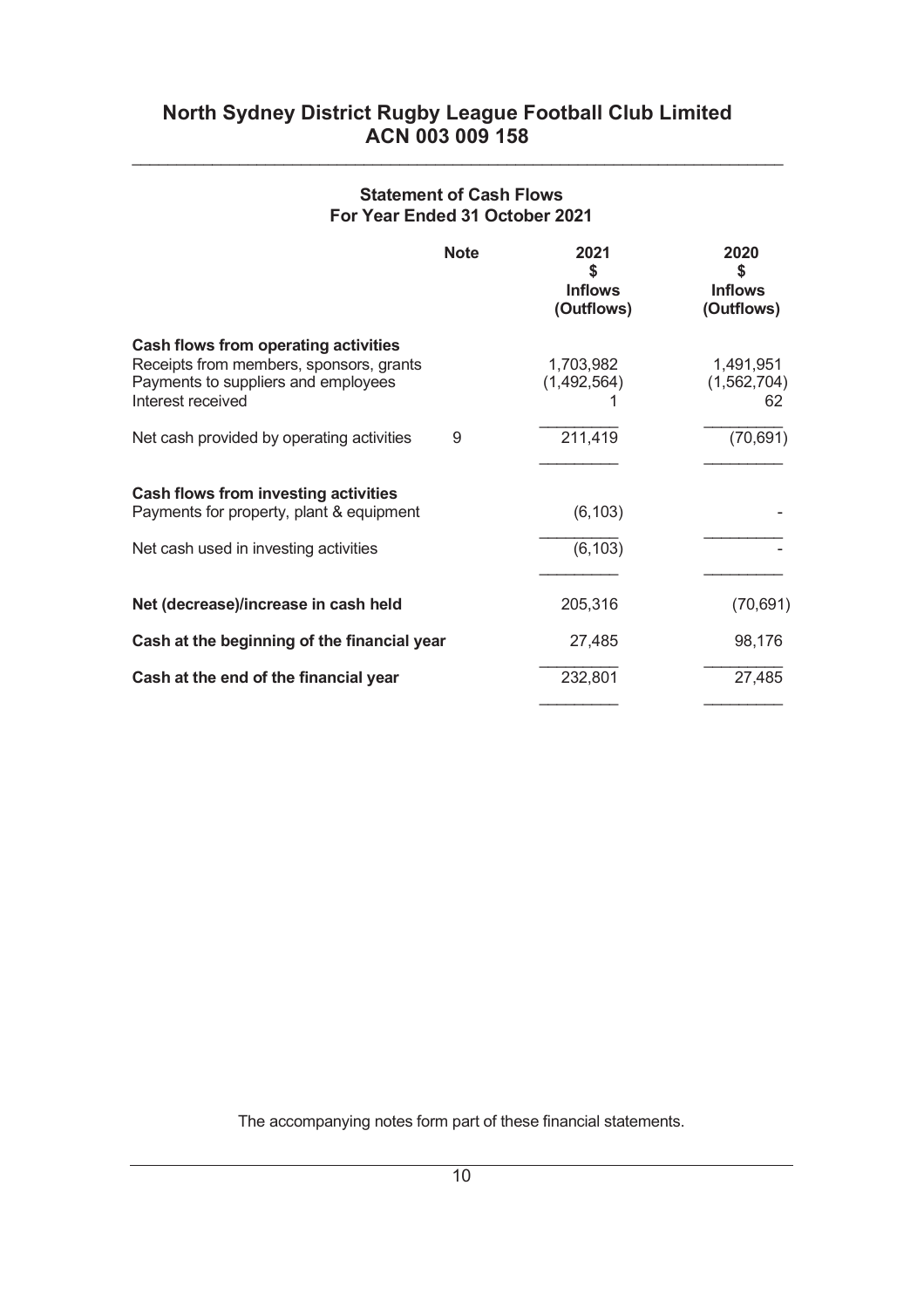# North Sydney District Rugby League Football Club Limited
## ACN 003 009 158

### Statement of Cash Flows
### For Year Ended 31 October 2021

| | Note | 2021<br>$<br>Inflows<br>(Outflows) | 2020<br>$<br>Inflows<br>(Outflows) |
|---|---|---|---|
| **Cash flows from operating activities** | | | |
| Receipts from members, sponsors, grants | | 1,703,982 | 1,491,951 |
| Payments to suppliers and employees | | (1,492,564) | (1,562,704) |
| Interest received | | 1 | 62 |
| Net cash provided by operating activities | 9 | 211,419 | (70,691) |
| **Cash flows from investing activities** | | | |
| Payments for property, plant & equipment | | (6,103) | - |
| Net cash used in investing activities | | (6,103) | - |
| **Net (decrease)/increase in cash held** | | 205,316 | (70,691) |
| **Cash at the beginning of the financial year** | | 27,485 | 98,176 |
| **Cash at the end of the financial year** | | 232,801 | 27,485 |

The accompanying notes form part of these financial statements.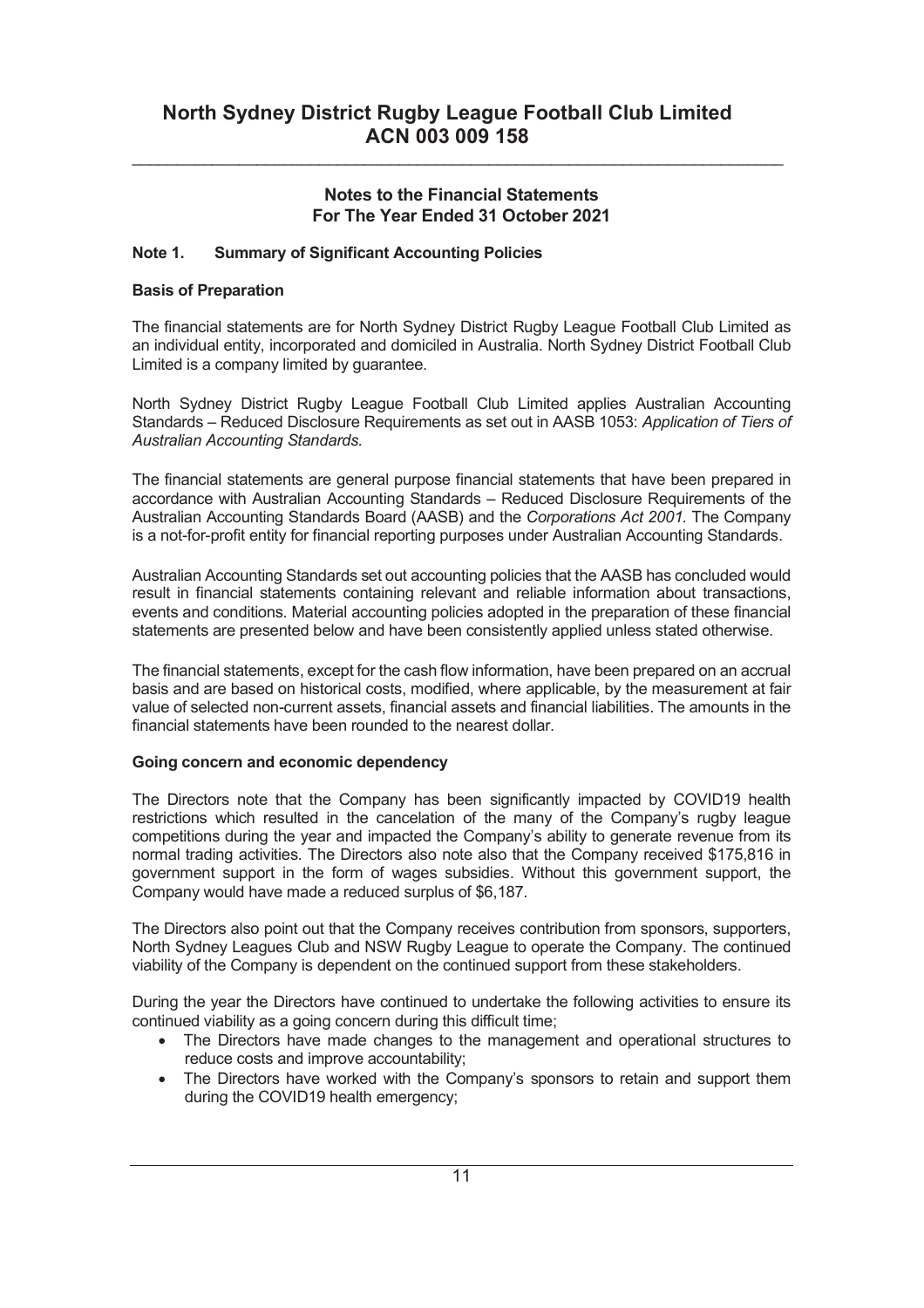# North Sydney District Rugby League Football Club Limited
# ACN 003 009 158

## Notes to the Financial Statements
## For The Year Ended 31 October 2021

### Note 1. Summary of Significant Accounting Policies

**Basis of Preparation**

The financial statements are for North Sydney District Rugby League Football Club Limited as an individual entity, incorporated and domiciled in Australia. North Sydney District Football Club Limited is a company limited by guarantee.

North Sydney District Rugby League Football Club Limited applies Australian Accounting Standards – Reduced Disclosure Requirements as set out in AASB 1053: *Application of Tiers of Australian Accounting Standards*.

The financial statements are general purpose financial statements that have been prepared in accordance with Australian Accounting Standards – Reduced Disclosure Requirements of the Australian Accounting Standards Board (AASB) and the *Corporations Act 2001.* The Company is a not-for-profit entity for financial reporting purposes under Australian Accounting Standards.

Australian Accounting Standards set out accounting policies that the AASB has concluded would result in financial statements containing relevant and reliable information about transactions, events and conditions. Material accounting policies adopted in the preparation of these financial statements are presented below and have been consistently applied unless stated otherwise.

The financial statements, except for the cash flow information, have been prepared on an accrual basis and are based on historical costs, modified, where applicable, by the measurement at fair value of selected non-current assets, financial assets and financial liabilities. The amounts in the financial statements have been rounded to the nearest dollar.

**Going concern and economic dependency**

The Directors note that the Company has been significantly impacted by COVID19 health restrictions which resulted in the cancelation of the many of the Company's rugby league competitions during the year and impacted the Company's ability to generate revenue from its normal trading activities. The Directors also note also that the Company received $175,816 in government support in the form of wages subsidies. Without this government support, the Company would have made a reduced surplus of $6,187.

The Directors also point out that the Company receives contribution from sponsors, supporters, North Sydney Leagues Club and NSW Rugby League to operate the Company. The continued viability of the Company is dependent on the continued support from these stakeholders.

During the year the Directors have continued to undertake the following activities to ensure its continued viability as a going concern during this difficult time;

- The Directors have made changes to the management and operational structures to reduce costs and improve accountability;
- The Directors have worked with the Company's sponsors to retain and support them during the COVID19 health emergency;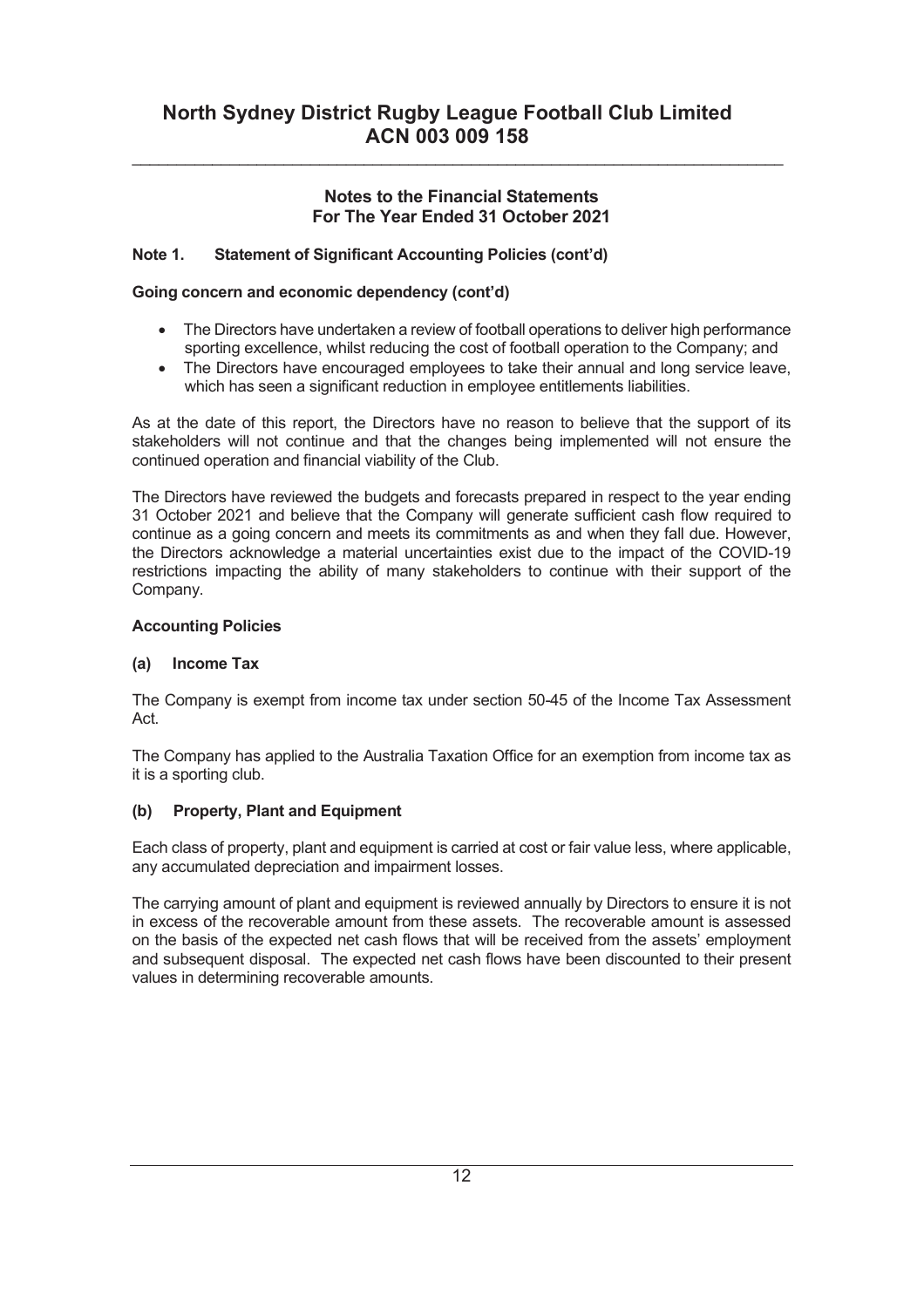# North Sydney District Rugby League Football Club Limited
# ACN 003 009 158

## Notes to the Financial Statements
## For The Year Ended 31 October 2021

### Note 1. Statement of Significant Accounting Policies (cont'd)

**Going concern and economic dependency (cont'd)**

- The Directors have undertaken a review of football operations to deliver high performance sporting excellence, whilst reducing the cost of football operation to the Company; and
- The Directors have encouraged employees to take their annual and long service leave, which has seen a significant reduction in employee entitlements liabilities.

As at the date of this report, the Directors have no reason to believe that the support of its stakeholders will not continue and that the changes being implemented will not ensure the continued operation and financial viability of the Club.

The Directors have reviewed the budgets and forecasts prepared in respect to the year ending 31 October 2021 and believe that the Company will generate sufficient cash flow required to continue as a going concern and meets its commitments as and when they fall due. However, the Directors acknowledge a material uncertainties exist due to the impact of the COVID-19 restrictions impacting the ability of many stakeholders to continue with their support of the Company.

**Accounting Policies**

**(a) Income Tax**

The Company is exempt from income tax under section 50-45 of the Income Tax Assessment Act.

The Company has applied to the Australia Taxation Office for an exemption from income tax as it is a sporting club.

**(b) Property, Plant and Equipment**

Each class of property, plant and equipment is carried at cost or fair value less, where applicable, any accumulated depreciation and impairment losses.

The carrying amount of plant and equipment is reviewed annually by Directors to ensure it is not in excess of the recoverable amount from these assets. The recoverable amount is assessed on the basis of the expected net cash flows that will be received from the assets' employment and subsequent disposal. The expected net cash flows have been discounted to their present values in determining recoverable amounts.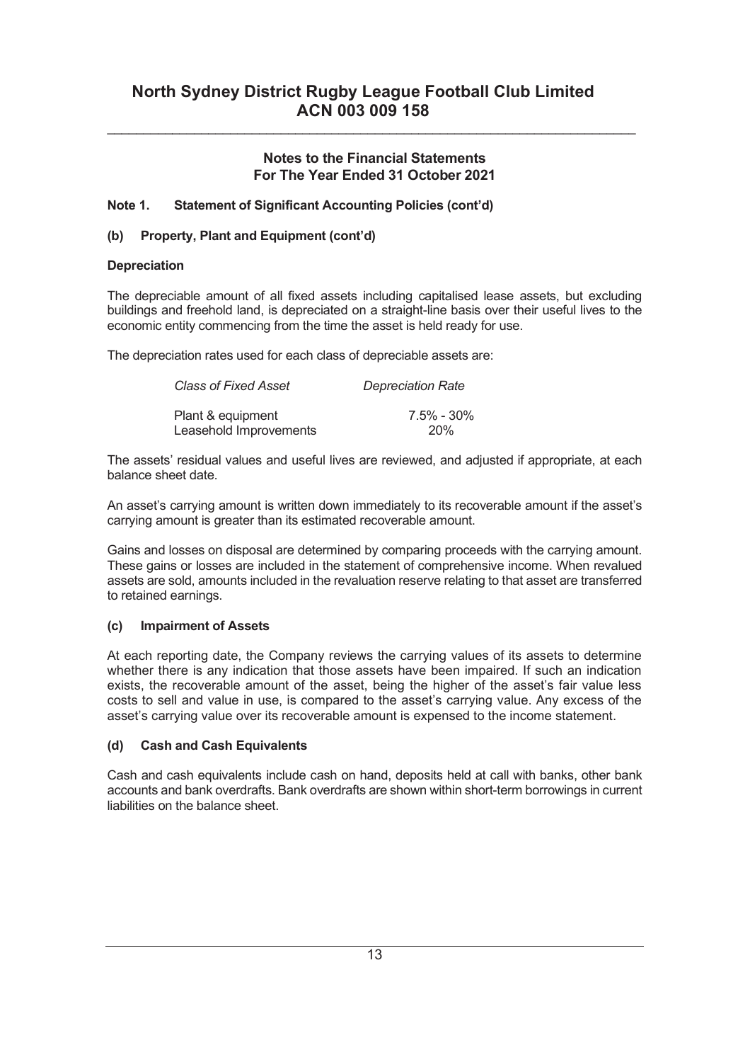# North Sydney District Rugby League Football Club Limited
# ACN 003 009 158

## Notes to the Financial Statements
## For The Year Ended 31 October 2021

### Note 1. Statement of Significant Accounting Policies (cont'd)

### (b) Property, Plant and Equipment (cont'd)

**Depreciation**

The depreciable amount of all fixed assets including capitalised lease assets, but excluding buildings and freehold land, is depreciated on a straight-line basis over their useful lives to the economic entity commencing from the time the asset is held ready for use.

The depreciation rates used for each class of depreciable assets are:

| *Class of Fixed Asset* | *Depreciation Rate* |
|---|---|
| Plant & equipment | 7.5% - 30% |
| Leasehold Improvements | 20% |

The assets' residual values and useful lives are reviewed, and adjusted if appropriate, at each balance sheet date.

An asset's carrying amount is written down immediately to its recoverable amount if the asset's carrying amount is greater than its estimated recoverable amount.

Gains and losses on disposal are determined by comparing proceeds with the carrying amount. These gains or losses are included in the statement of comprehensive income. When revalued assets are sold, amounts included in the revaluation reserve relating to that asset are transferred to retained earnings.

### (c) Impairment of Assets

At each reporting date, the Company reviews the carrying values of its assets to determine whether there is any indication that those assets have been impaired. If such an indication exists, the recoverable amount of the asset, being the higher of the asset's fair value less costs to sell and value in use, is compared to the asset's carrying value. Any excess of the asset's carrying value over its recoverable amount is expensed to the income statement.

### (d) Cash and Cash Equivalents

Cash and cash equivalents include cash on hand, deposits held at call with banks, other bank accounts and bank overdrafts. Bank overdrafts are shown within short-term borrowings in current liabilities on the balance sheet.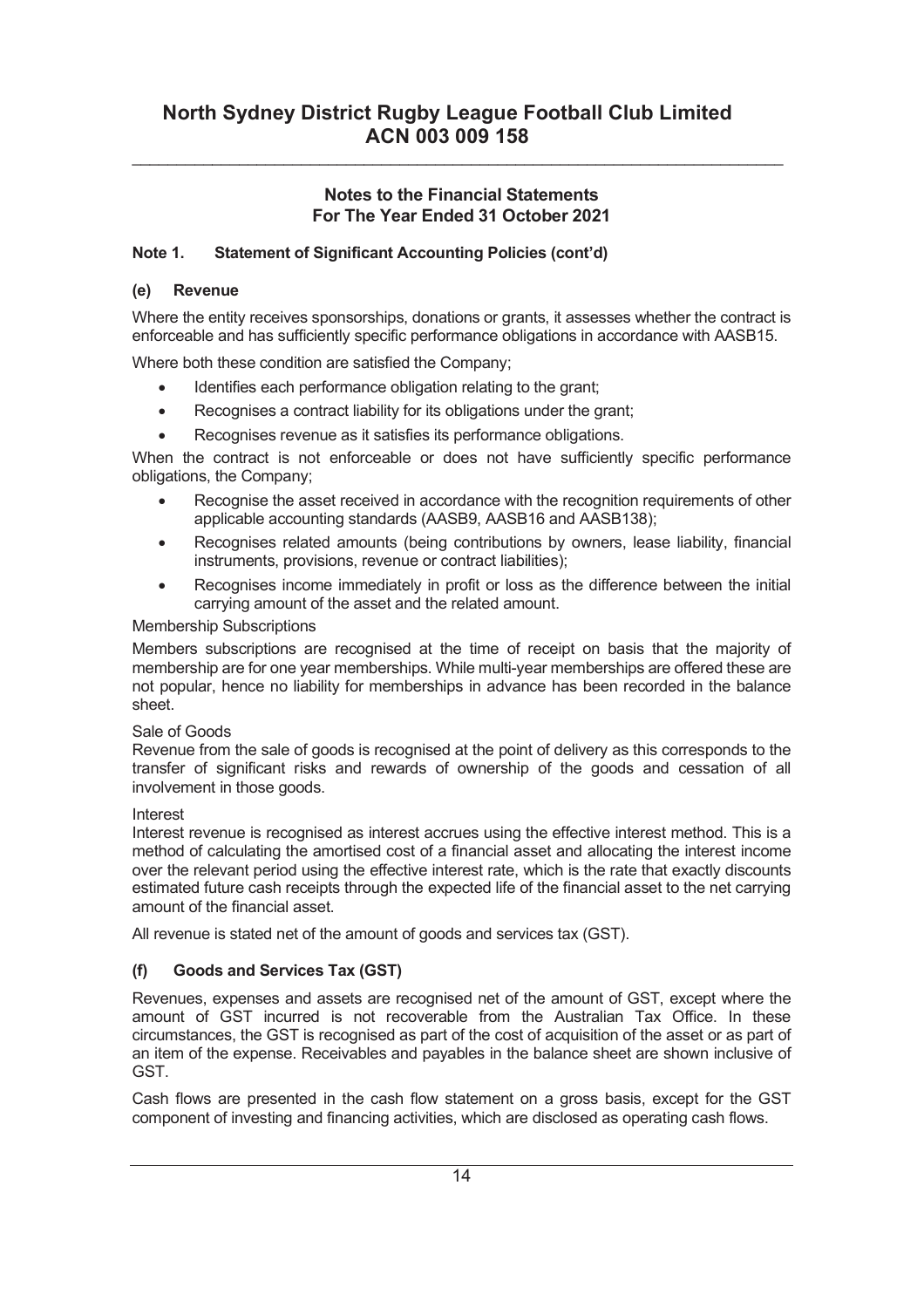# North Sydney District Rugby League Football Club Limited
# ACN 003 009 158

## Notes to the Financial Statements
## For The Year Ended 31 October 2021

### Note 1. Statement of Significant Accounting Policies (cont'd)

#### (e) Revenue

Where the entity receives sponsorships, donations or grants, it assesses whether the contract is enforceable and has sufficiently specific performance obligations in accordance with AASB15.

Where both these condition are satisfied the Company;

- Identifies each performance obligation relating to the grant;
- Recognises a contract liability for its obligations under the grant;
- Recognises revenue as it satisfies its performance obligations.

When the contract is not enforceable or does not have sufficiently specific performance obligations, the Company;

- Recognise the asset received in accordance with the recognition requirements of other applicable accounting standards (AASB9, AASB16 and AASB138);
- Recognises related amounts (being contributions by owners, lease liability, financial instruments, provisions, revenue or contract liabilities);
- Recognises income immediately in profit or loss as the difference between the initial carrying amount of the asset and the related amount.

Membership Subscriptions

Members subscriptions are recognised at the time of receipt on basis that the majority of membership are for one year memberships. While multi-year memberships are offered these are not popular, hence no liability for memberships in advance has been recorded in the balance sheet.

Sale of Goods

Revenue from the sale of goods is recognised at the point of delivery as this corresponds to the transfer of significant risks and rewards of ownership of the goods and cessation of all involvement in those goods.

Interest

Interest revenue is recognised as interest accrues using the effective interest method. This is a method of calculating the amortised cost of a financial asset and allocating the interest income over the relevant period using the effective interest rate, which is the rate that exactly discounts estimated future cash receipts through the expected life of the financial asset to the net carrying amount of the financial asset.

All revenue is stated net of the amount of goods and services tax (GST).

#### (f) Goods and Services Tax (GST)

Revenues, expenses and assets are recognised net of the amount of GST, except where the amount of GST incurred is not recoverable from the Australian Tax Office. In these circumstances, the GST is recognised as part of the cost of acquisition of the asset or as part of an item of the expense. Receivables and payables in the balance sheet are shown inclusive of GST.

Cash flows are presented in the cash flow statement on a gross basis, except for the GST component of investing and financing activities, which are disclosed as operating cash flows.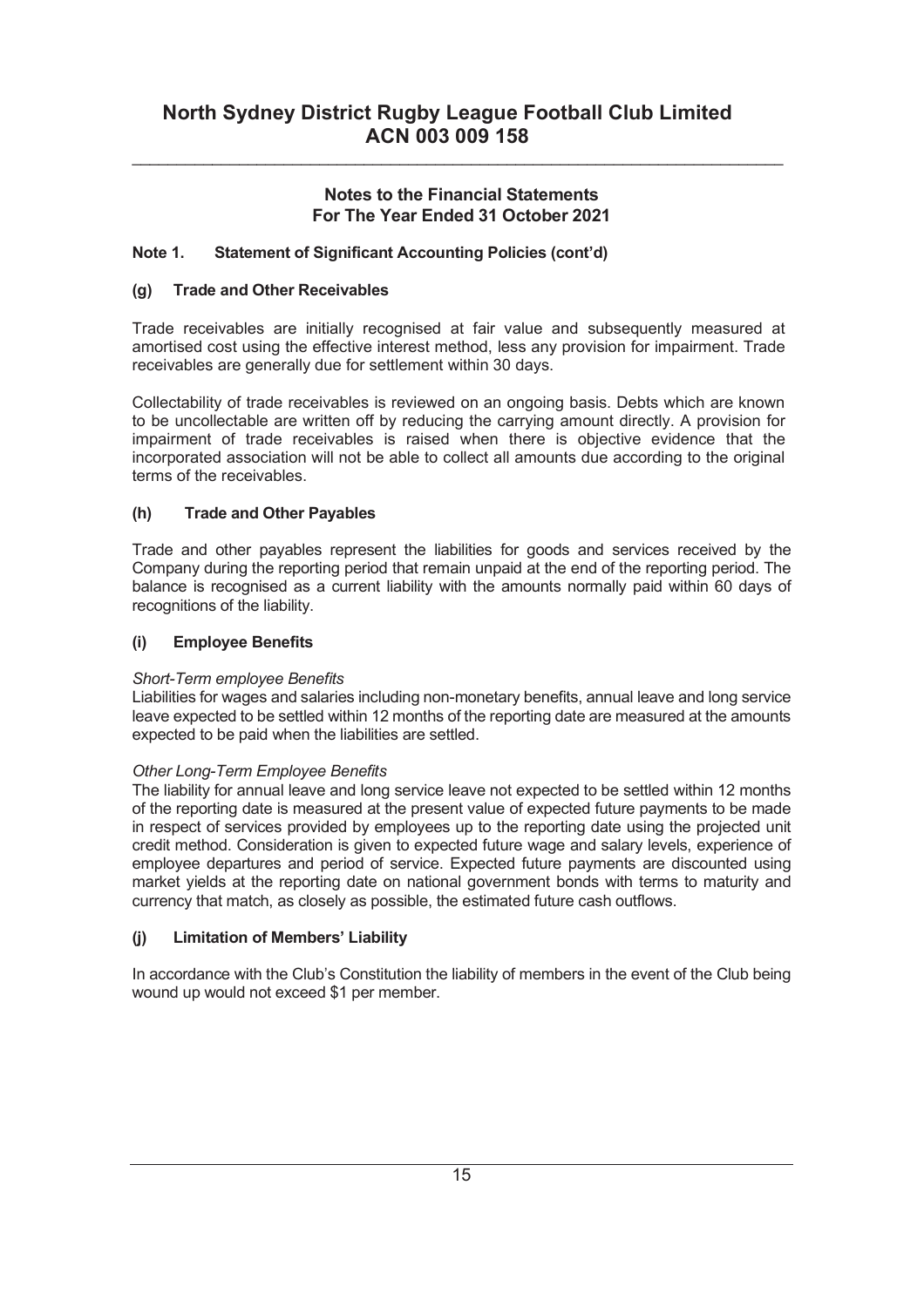# North Sydney District Rugby League Football Club Limited
# ACN 003 009 158

## Notes to the Financial Statements
## For The Year Ended 31 October 2021

### Note 1. Statement of Significant Accounting Policies (cont'd)

#### (g) Trade and Other Receivables

Trade receivables are initially recognised at fair value and subsequently measured at amortised cost using the effective interest method, less any provision for impairment. Trade receivables are generally due for settlement within 30 days.

Collectability of trade receivables is reviewed on an ongoing basis. Debts which are known to be uncollectable are written off by reducing the carrying amount directly. A provision for impairment of trade receivables is raised when there is objective evidence that the incorporated association will not be able to collect all amounts due according to the original terms of the receivables.

#### (h) Trade and Other Payables

Trade and other payables represent the liabilities for goods and services received by the Company during the reporting period that remain unpaid at the end of the reporting period. The balance is recognised as a current liability with the amounts normally paid within 60 days of recognitions of the liability.

#### (i) Employee Benefits

*Short-Term employee Benefits*
Liabilities for wages and salaries including non-monetary benefits, annual leave and long service leave expected to be settled within 12 months of the reporting date are measured at the amounts expected to be paid when the liabilities are settled.

*Other Long-Term Employee Benefits*
The liability for annual leave and long service leave not expected to be settled within 12 months of the reporting date is measured at the present value of expected future payments to be made in respect of services provided by employees up to the reporting date using the projected unit credit method. Consideration is given to expected future wage and salary levels, experience of employee departures and period of service. Expected future payments are discounted using market yields at the reporting date on national government bonds with terms to maturity and currency that match, as closely as possible, the estimated future cash outflows.

#### (j) Limitation of Members' Liability

In accordance with the Club's Constitution the liability of members in the event of the Club being wound up would not exceed $1 per member.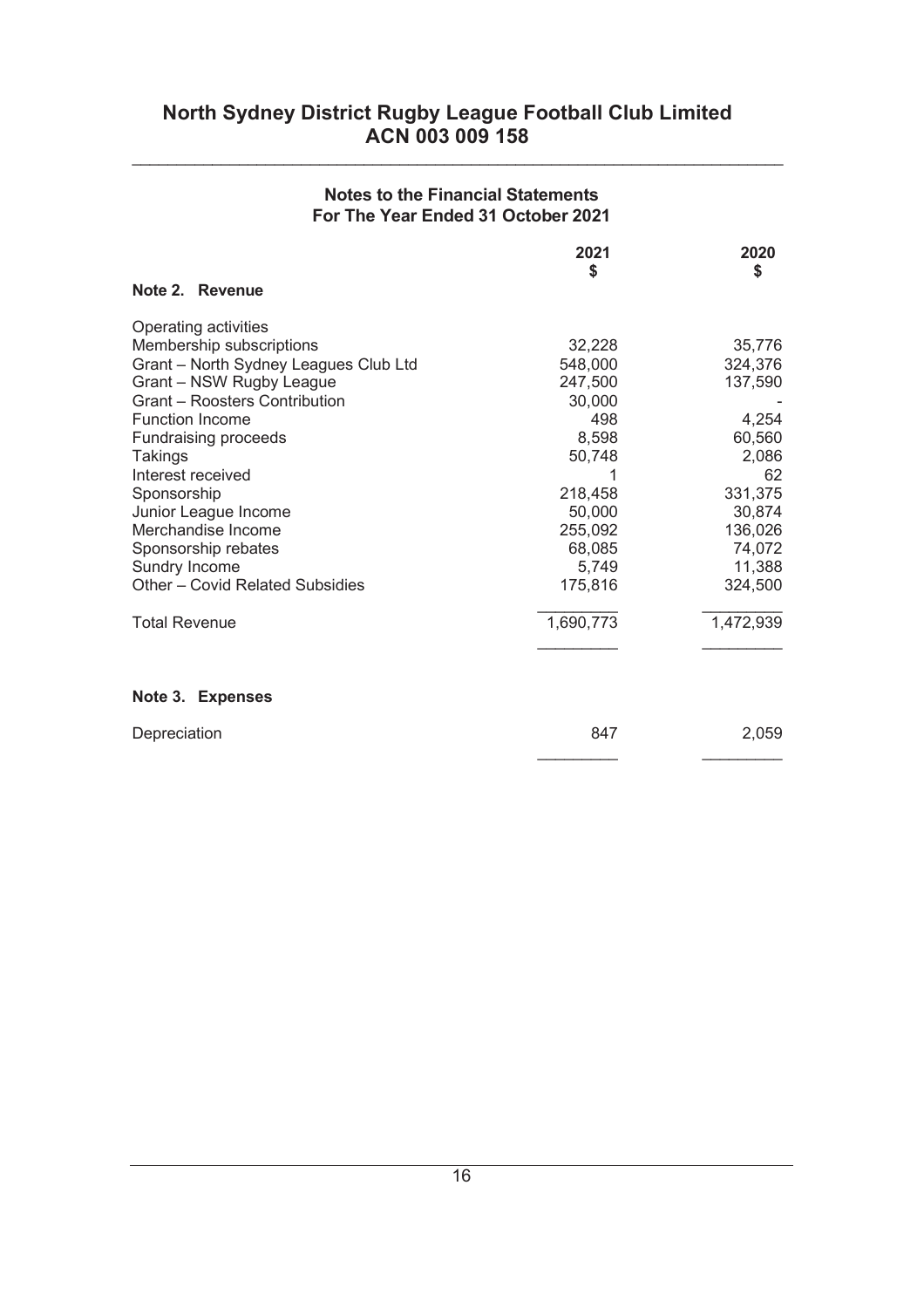# North Sydney District Rugby League Football Club Limited
# ACN 003 009 158

## Notes to the Financial Statements
## For The Year Ended 31 October 2021

| | 2021<br>$ | 2020<br>$ |
|---|---:|---:|
| **Note 2. Revenue** | | |
| Operating activities | | |
| Membership subscriptions | 32,228 | 35,776 |
| Grant – North Sydney Leagues Club Ltd | 548,000 | 324,376 |
| Grant – NSW Rugby League | 247,500 | 137,590 |
| Grant – Roosters Contribution | 30,000 | - |
| Function Income | 498 | 4,254 |
| Fundraising proceeds | 8,598 | 60,560 |
| Takings | 50,748 | 2,086 |
| Interest received | 1 | 62 |
| Sponsorship | 218,458 | 331,375 |
| Junior League Income | 50,000 | 30,874 |
| Merchandise Income | 255,092 | 136,026 |
| Sponsorship rebates | 68,085 | 74,072 |
| Sundry Income | 5,749 | 11,388 |
| Other – Covid Related Subsidies | 175,816 | 324,500 |
| Total Revenue | 1,690,773 | 1,472,939 |

| | 2021<br>$ | 2020<br>$ |
|---|---:|---:|
| **Note 3. Expenses** | | |
| Depreciation | 847 | 2,059 |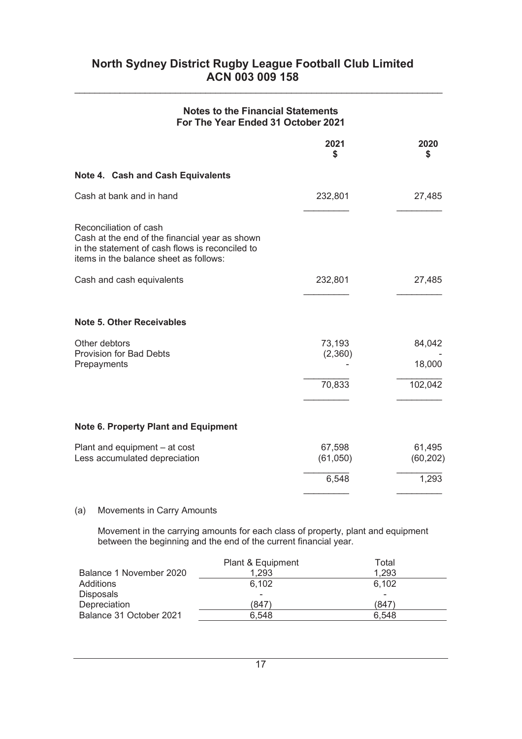# North Sydney District Rugby League Football Club Limited
# ACN 003 009 158

## Notes to the Financial Statements
## For The Year Ended 31 October 2021

| | 2021<br>$ | 2020<br>$ |
|---|---|---|
| **Note 4. Cash and Cash Equivalents** | | |
| Cash at bank and in hand | 232,801 | 27,485 |
| Reconciliation of cash<br>Cash at the end of the financial year as shown in the statement of cash flows is reconciled to items in the balance sheet as follows: | | |
| Cash and cash equivalents | 232,801 | 27,485 |
| **Note 5. Other Receivables** | | |
| Other debtors | 73,193 | 84,042 |
| Provision for Bad Debts | (2,360) | - |
| Prepayments | - | 18,000 |
| | 70,833 | 102,042 |
| **Note 6. Property Plant and Equipment** | | |
| Plant and equipment – at cost | 67,598 | 61,495 |
| Less accumulated depreciation | (61,050) | (60,202) |
| | 6,548 | 1,293 |

(a) Movements in Carry Amounts

Movement in the carrying amounts for each class of property, plant and equipment between the beginning and the end of the current financial year.

| | Plant & Equipment | Total |
|---|---|---|
| Balance 1 November 2020 | 1,293 | 1,293 |
| Additions | 6,102 | 6,102 |
| Disposals | - | - |
| Depreciation | (847) | (847) |
| Balance 31 October 2021 | 6,548 | 6,548 |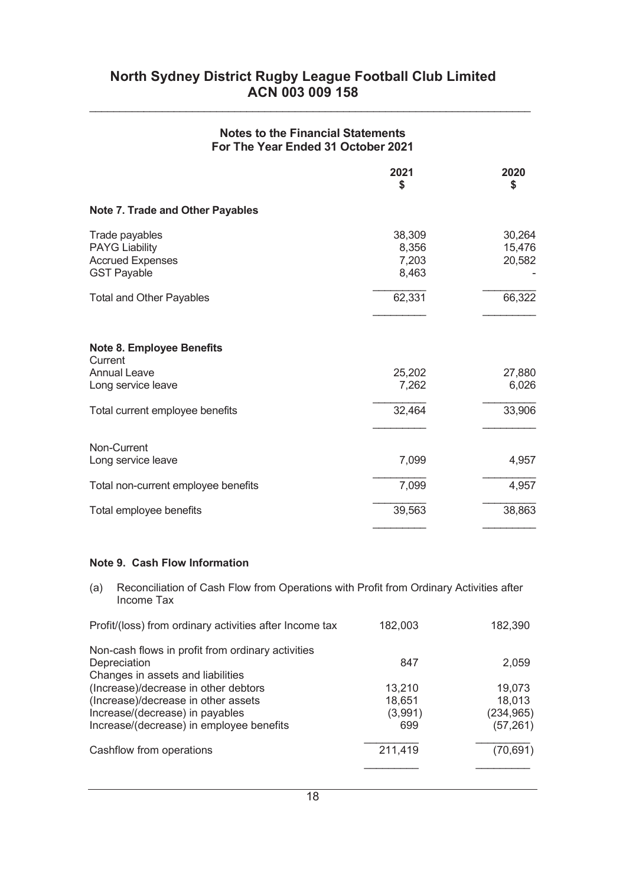# North Sydney District Rugby League Football Club Limited
## ACN 003 009 158

### Notes to the Financial Statements
### For The Year Ended 31 October 2021

| | 2021 $ | 2020 $ |
|---|---|---|
| **Note 7. Trade and Other Payables** | | |
| Trade payables | 38,309 | 30,264 |
| PAYG Liability | 8,356 | 15,476 |
| Accrued Expenses | 7,203 | 20,582 |
| GST Payable | 8,463 | - |
| Total and Other Payables | 62,331 | 66,322 |

| | 2021 $ | 2020 $ |
|---|---|---|
| **Note 8. Employee Benefits** | | |
| Current | | |
| Annual Leave | 25,202 | 27,880 |
| Long service leave | 7,262 | 6,026 |
| Total current employee benefits | 32,464 | 33,906 |
| Non-Current | | |
| Long service leave | 7,099 | 4,957 |
| Total non-current employee benefits | 7,099 | 4,957 |
| Total employee benefits | 39,563 | 38,863 |

**Note 9. Cash Flow Information**

(a) Reconciliation of Cash Flow from Operations with Profit from Ordinary Activities after Income Tax

| | 2021 | 2020 |
|---|---|---|
| Profit/(loss) from ordinary activities after Income tax | 182,003 | 182,390 |
| Non-cash flows in profit from ordinary activities | | |
| Depreciation | 847 | 2,059 |
| Changes in assets and liabilities | | |
| (Increase)/decrease in other debtors | 13,210 | 19,073 |
| (Increase)/decrease in other assets | 18,651 | 18,013 |
| Increase/(decrease) in payables | (3,991) | (234,965) |
| Increase/(decrease) in employee benefits | 699 | (57,261) |
| Cashflow from operations | 211,419 | (70,691) |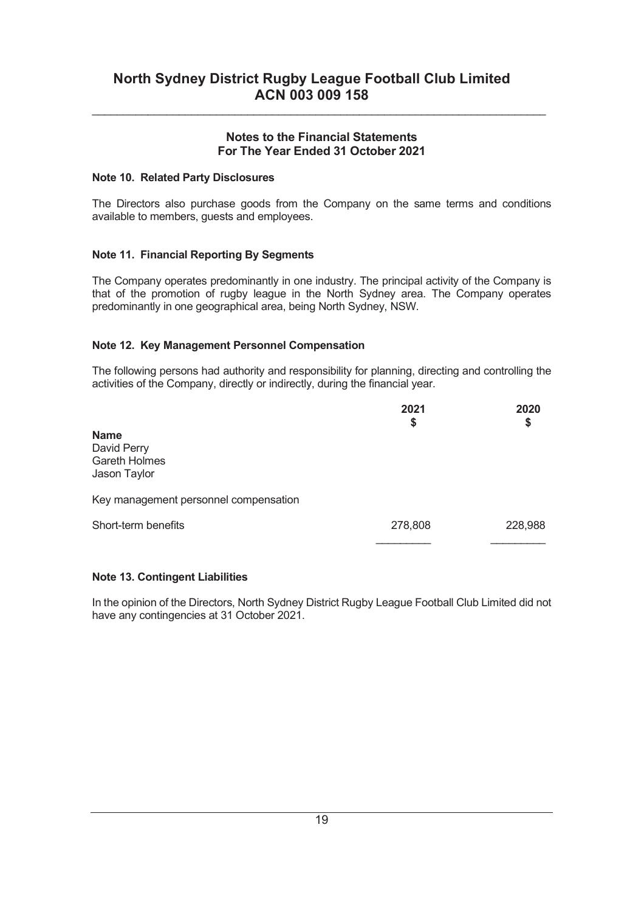# North Sydney District Rugby League Football Club Limited
# ACN 003 009 158

## Notes to the Financial Statements
## For The Year Ended 31 October 2021

### Note 10. Related Party Disclosures

The Directors also purchase goods from the Company on the same terms and conditions available to members, guests and employees.

### Note 11. Financial Reporting By Segments

The Company operates predominantly in one industry. The principal activity of the Company is that of the promotion of rugby league in the North Sydney area. The Company operates predominantly in one geographical area, being North Sydney, NSW.

### Note 12. Key Management Personnel Compensation

The following persons had authority and responsibility for planning, directing and controlling the activities of the Company, directly or indirectly, during the financial year.

| | 2021<br>$ | 2020<br>$ |
|---|---|---|
| **Name** | | |
| David Perry | | |
| Gareth Holmes | | |
| Jason Taylor | | |
| Key management personnel compensation | | |
| Short-term benefits | 278,808 | 228,988 |

### Note 13. Contingent Liabilities

In the opinion of the Directors, North Sydney District Rugby League Football Club Limited did not have any contingencies at 31 October 2021.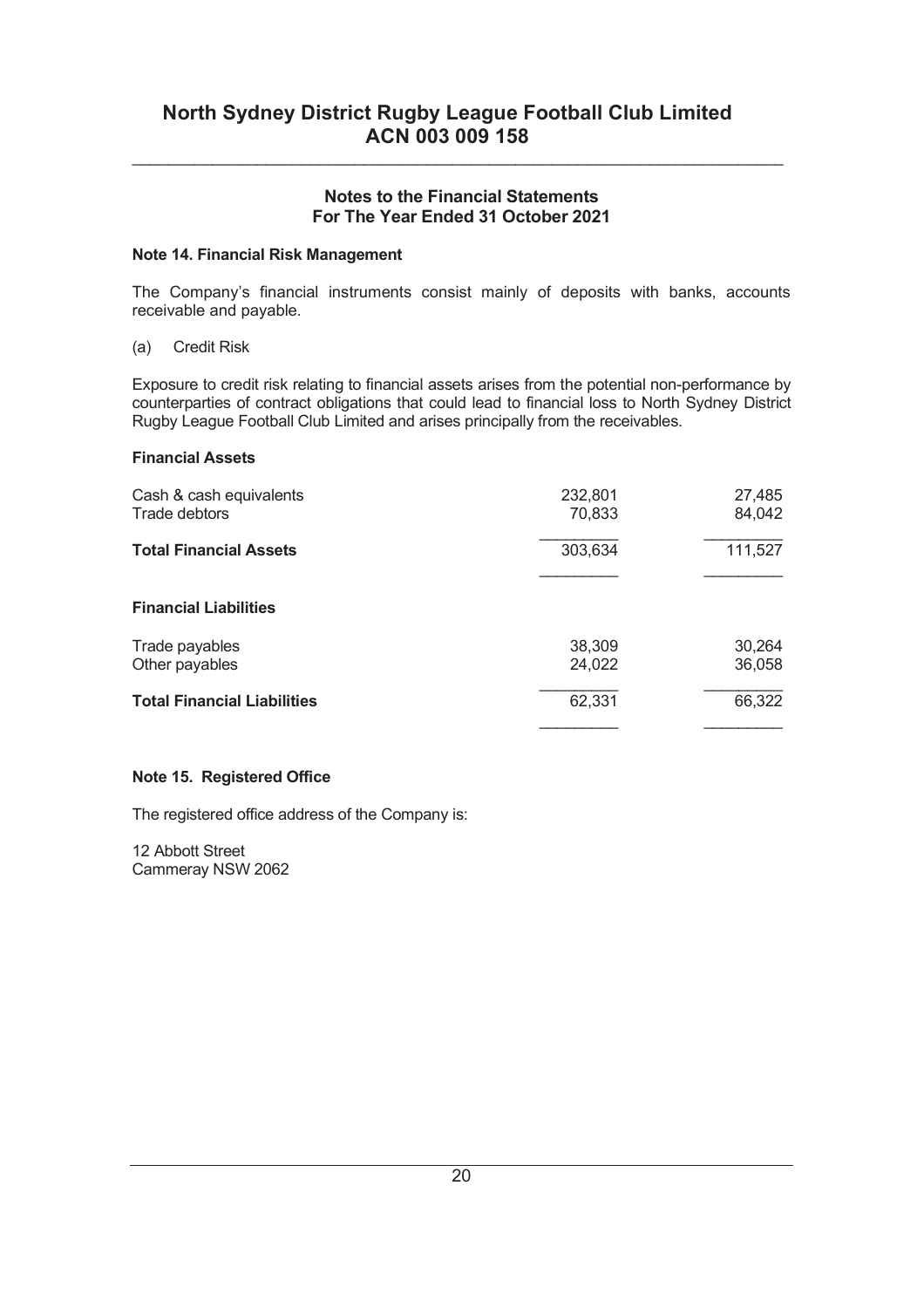# North Sydney District Rugby League Football Club Limited
# ACN 003 009 158

## Notes to the Financial Statements
## For The Year Ended 31 October 2021

### Note 14. Financial Risk Management

The Company's financial instruments consist mainly of deposits with banks, accounts receivable and payable.

(a) Credit Risk

Exposure to credit risk relating to financial assets arises from the potential non-performance by counterparties of contract obligations that could lead to financial loss to North Sydney District Rugby League Football Club Limited and arises principally from the receivables.

| | | |
|---|---|---|
| **Financial Assets** | | |
| Cash & cash equivalents | 232,801 | 27,485 |
| Trade debtors | 70,833 | 84,042 |
| **Total Financial Assets** | 303,634 | 111,527 |
| **Financial Liabilities** | | |
| Trade payables | 38,309 | 30,264 |
| Other payables | 24,022 | 36,058 |
| **Total Financial Liabilities** | 62,331 | 66,322 |

### Note 15. Registered Office

The registered office address of the Company is:

12 Abbott Street
Cammeray NSW 2062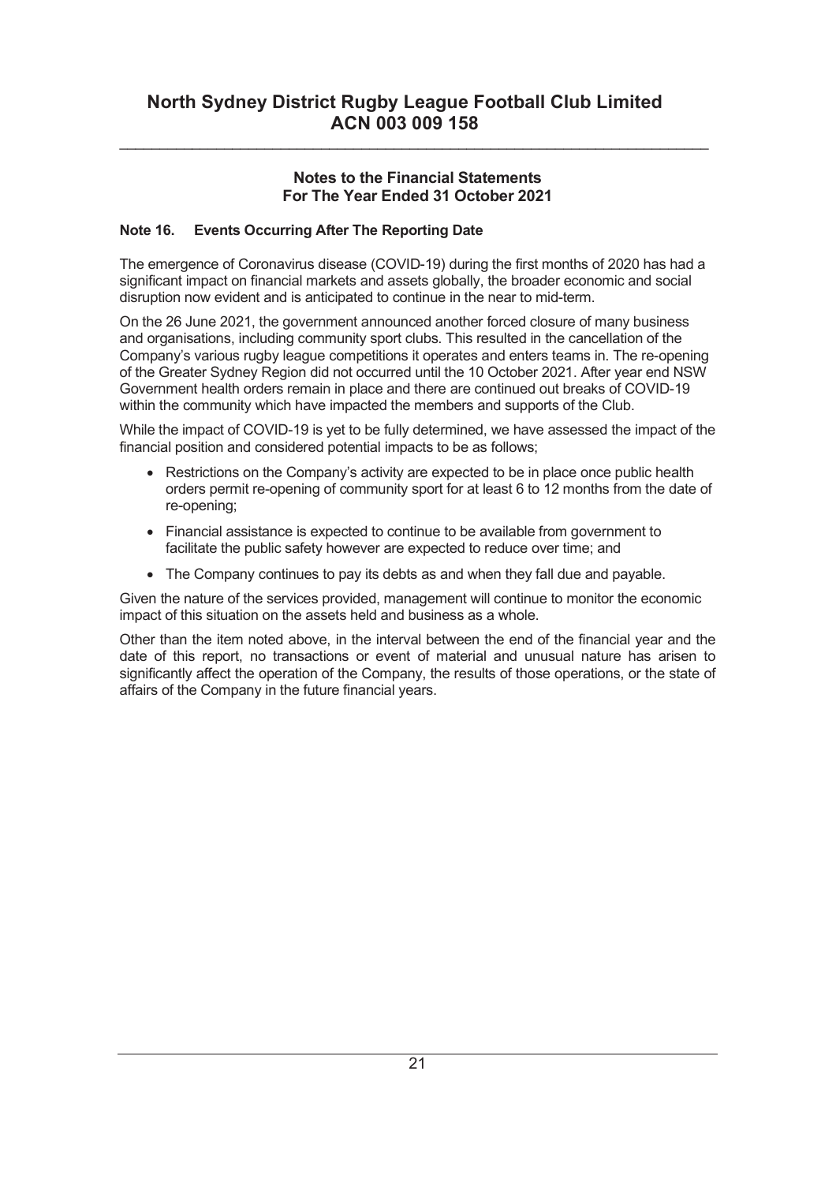# North Sydney District Rugby League Football Club Limited
# ACN 003 009 158

## Notes to the Financial Statements
## For The Year Ended 31 October 2021

### Note 16. Events Occurring After The Reporting Date

The emergence of Coronavirus disease (COVID-19) during the first months of 2020 has had a significant impact on financial markets and assets globally, the broader economic and social disruption now evident and is anticipated to continue in the near to mid-term.

On the 26 June 2021, the government announced another forced closure of many business and organisations, including community sport clubs. This resulted in the cancellation of the Company's various rugby league competitions it operates and enters teams in. The re-opening of the Greater Sydney Region did not occurred until the 10 October 2021. After year end NSW Government health orders remain in place and there are continued out breaks of COVID-19 within the community which have impacted the members and supports of the Club.

While the impact of COVID-19 is yet to be fully determined, we have assessed the impact of the financial position and considered potential impacts to be as follows;

- Restrictions on the Company's activity are expected to be in place once public health orders permit re-opening of community sport for at least 6 to 12 months from the date of re-opening;
- Financial assistance is expected to continue to be available from government to facilitate the public safety however are expected to reduce over time; and
- The Company continues to pay its debts as and when they fall due and payable.

Given the nature of the services provided, management will continue to monitor the economic impact of this situation on the assets held and business as a whole.

Other than the item noted above, in the interval between the end of the financial year and the date of this report, no transactions or event of material and unusual nature has arisen to significantly affect the operation of the Company, the results of those operations, or the state of affairs of the Company in the future financial years.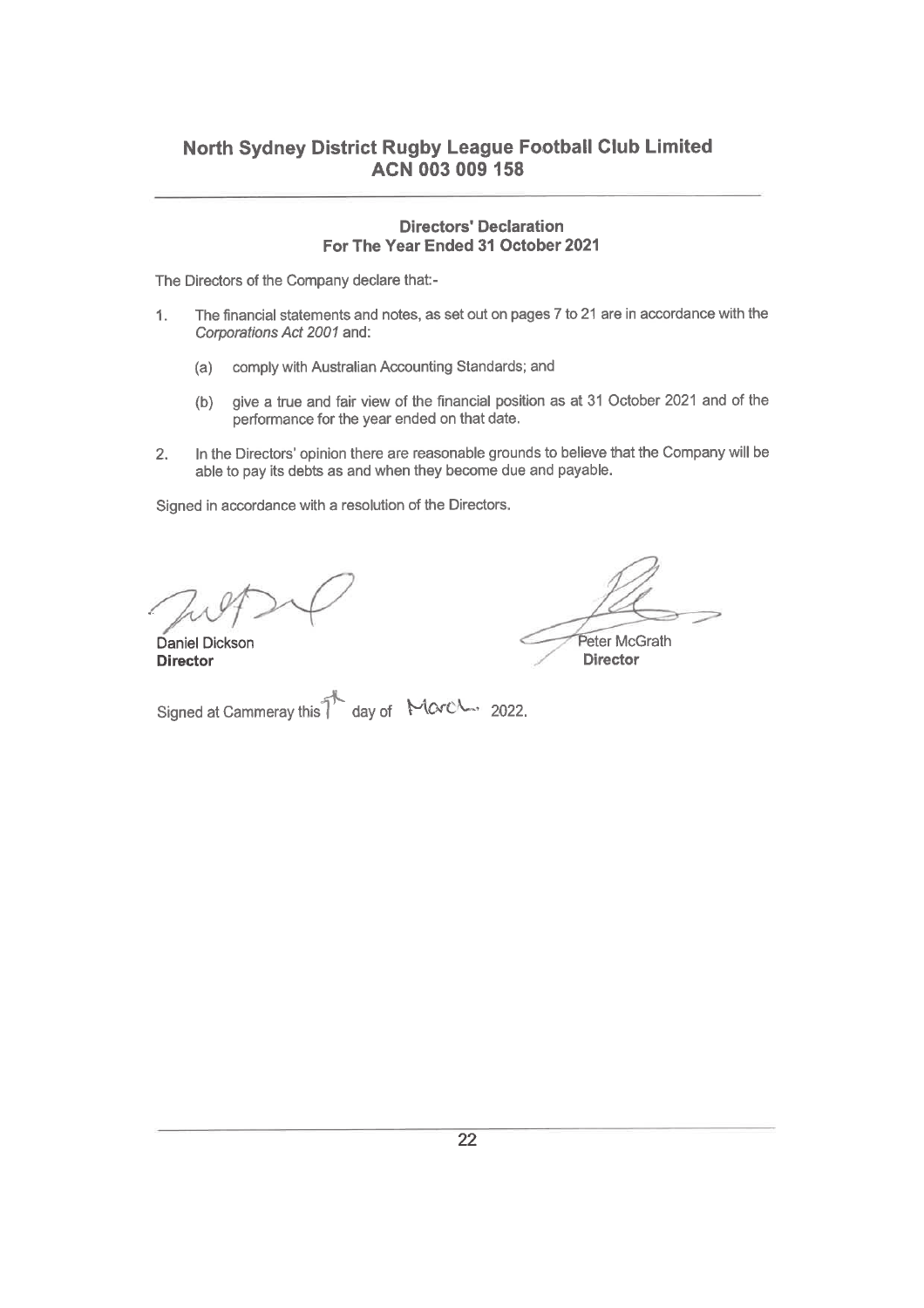# North Sydney District Rugby League Football Club Limited
# ACN 003 009 158

### Directors' Declaration
### For The Year Ended 31 October 2021

The Directors of the Company declare that:-

1. The financial statements and notes, as set out on pages 7 to 21 are in accordance with the *Corporations Act 2001* and:

   (a) comply with Australian Accounting Standards; and

   (b) give a true and fair view of the financial position as at 31 October 2021 and of the performance for the year ended on that date.

2. In the Directors' opinion there are reasonable grounds to believe that the Company will be able to pay its debts as and when they become due and payable.

Signed in accordance with a resolution of the Directors.

Daniel Dickson
**Director**

Peter McGrath
**Director**

Signed at Cammeray this 1st day of March 2022.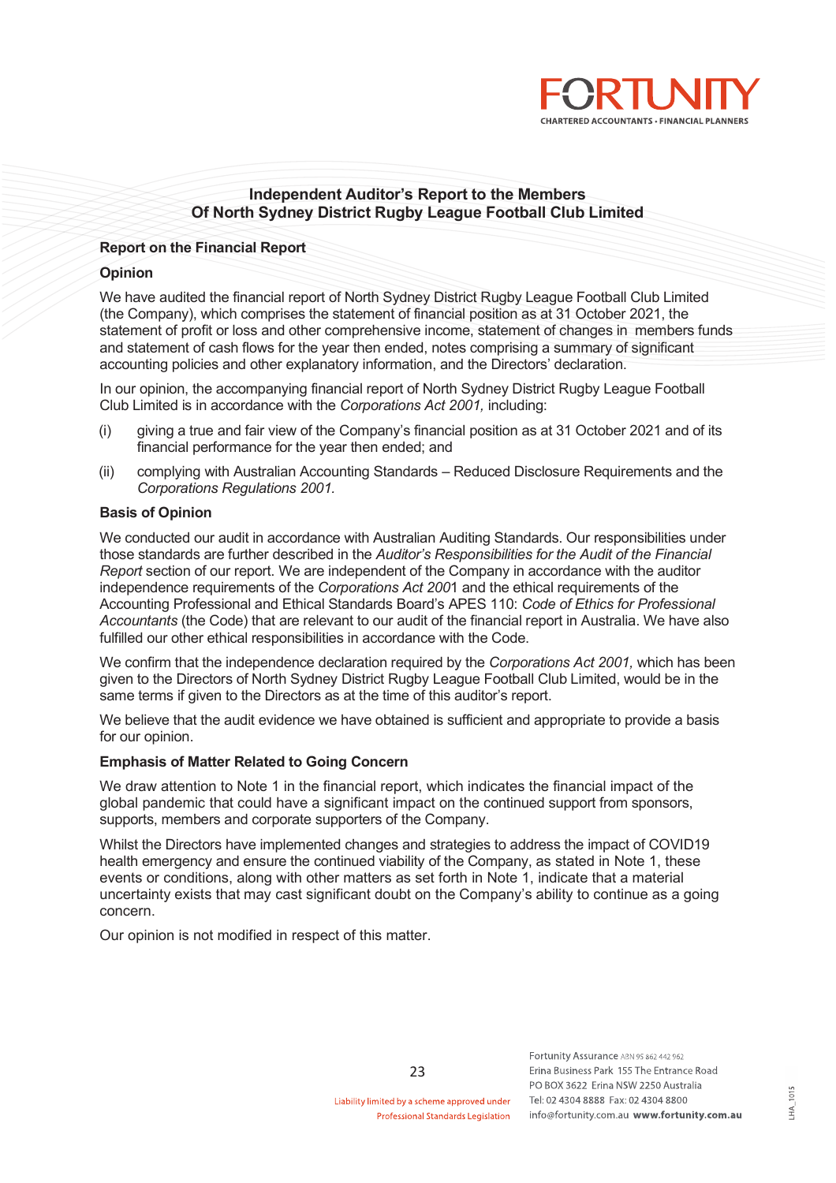# Independent Auditor's Report to the Members Of North Sydney District Rugby League Football Club Limited

## Report on the Financial Report

### Opinion

We have audited the financial report of North Sydney District Rugby League Football Club Limited (the Company), which comprises the statement of financial position as at 31 October 2021, the statement of profit or loss and other comprehensive income, statement of changes in members funds and statement of cash flows for the year then ended, notes comprising a summary of significant accounting policies and other explanatory information, and the Directors' declaration.

In our opinion, the accompanying financial report of North Sydney District Rugby League Football Club Limited is in accordance with the *Corporations Act 2001,* including:

(i) giving a true and fair view of the Company's financial position as at 31 October 2021 and of its financial performance for the year then ended; and

(ii) complying with Australian Accounting Standards – Reduced Disclosure Requirements and the *Corporations Regulations 2001.*

### Basis of Opinion

We conducted our audit in accordance with Australian Auditing Standards. Our responsibilities under those standards are further described in the *Auditor's Responsibilities for the Audit of the Financial Report* section of our report. We are independent of the Company in accordance with the auditor independence requirements of the *Corporations Act 2001* and the ethical requirements of the Accounting Professional and Ethical Standards Board's APES 110: *Code of Ethics for Professional Accountants* (the Code) that are relevant to our audit of the financial report in Australia. We have also fulfilled our other ethical responsibilities in accordance with the Code.

We confirm that the independence declaration required by the *Corporations Act 2001,* which has been given to the Directors of North Sydney District Rugby League Football Club Limited, would be in the same terms if given to the Directors as at the time of this auditor's report.

We believe that the audit evidence we have obtained is sufficient and appropriate to provide a basis for our opinion.

### Emphasis of Matter Related to Going Concern

We draw attention to Note 1 in the financial report, which indicates the financial impact of the global pandemic that could have a significant impact on the continued support from sponsors, supports, members and corporate supporters of the Company.

Whilst the Directors have implemented changes and strategies to address the impact of COVID19 health emergency and ensure the continued viability of the Company, as stated in Note 1, these events or conditions, along with other matters as set forth in Note 1, indicate that a material uncertainty exists that may cast significant doubt on the Company's ability to continue as a going concern.

Our opinion is not modified in respect of this matter.

Liability limited by a scheme approved under Professional Standards Legislation

Fortunity Assurance ABN 95 862 442 962
Erina Business Park 155 The Entrance Road
PO BOX 3622 Erina NSW 2250 Australia
Tel: 02 4304 8888 Fax: 02 4304 8800
info@fortunity.com.au **www.fortunity.com.au**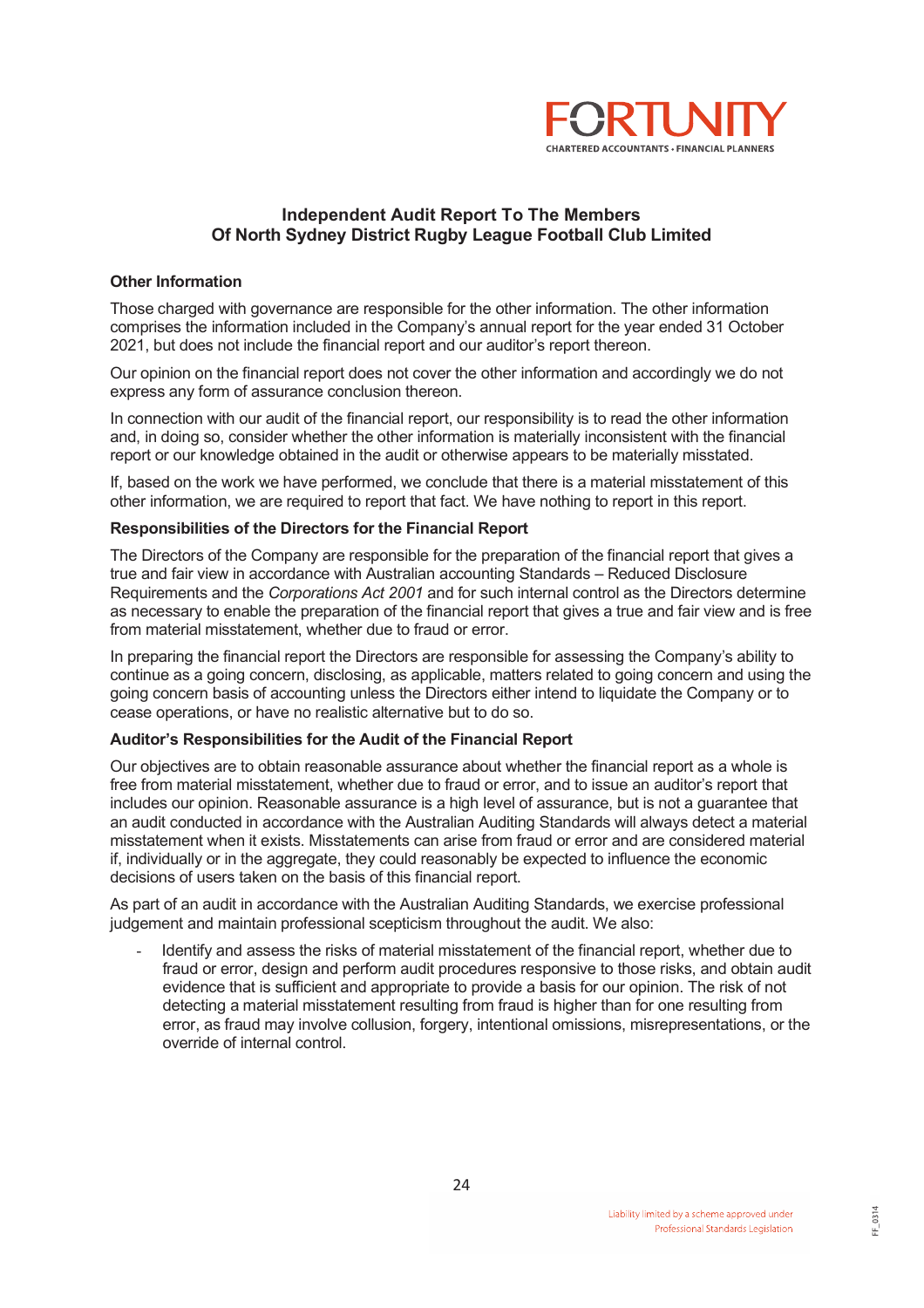# Independent Audit Report To The Members Of North Sydney District Rugby League Football Club Limited

### Other Information

Those charged with governance are responsible for the other information. The other information comprises the information included in the Company's annual report for the year ended 31 October 2021, but does not include the financial report and our auditor's report thereon.

Our opinion on the financial report does not cover the other information and accordingly we do not express any form of assurance conclusion thereon.

In connection with our audit of the financial report, our responsibility is to read the other information and, in doing so, consider whether the other information is materially inconsistent with the financial report or our knowledge obtained in the audit or otherwise appears to be materially misstated.

If, based on the work we have performed, we conclude that there is a material misstatement of this other information, we are required to report that fact. We have nothing to report in this report.

### Responsibilities of the Directors for the Financial Report

The Directors of the Company are responsible for the preparation of the financial report that gives a true and fair view in accordance with Australian accounting Standards – Reduced Disclosure Requirements and the *Corporations Act 2001* and for such internal control as the Directors determine as necessary to enable the preparation of the financial report that gives a true and fair view and is free from material misstatement, whether due to fraud or error.

In preparing the financial report the Directors are responsible for assessing the Company's ability to continue as a going concern, disclosing, as applicable, matters related to going concern and using the going concern basis of accounting unless the Directors either intend to liquidate the Company or to cease operations, or have no realistic alternative but to do so.

### Auditor's Responsibilities for the Audit of the Financial Report

Our objectives are to obtain reasonable assurance about whether the financial report as a whole is free from material misstatement, whether due to fraud or error, and to issue an auditor's report that includes our opinion. Reasonable assurance is a high level of assurance, but is not a guarantee that an audit conducted in accordance with the Australian Auditing Standards will always detect a material misstatement when it exists. Misstatements can arise from fraud or error and are considered material if, individually or in the aggregate, they could reasonably be expected to influence the economic decisions of users taken on the basis of this financial report.

As part of an audit in accordance with the Australian Auditing Standards, we exercise professional judgement and maintain professional scepticism throughout the audit. We also:

- Identify and assess the risks of material misstatement of the financial report, whether due to fraud or error, design and perform audit procedures responsive to those risks, and obtain audit evidence that is sufficient and appropriate to provide a basis for our opinion. The risk of not detecting a material misstatement resulting from fraud is higher than for one resulting from error, as fraud may involve collusion, forgery, intentional omissions, misrepresentations, or the override of internal control.

Liability limited by a scheme approved under Professional Standards Legislation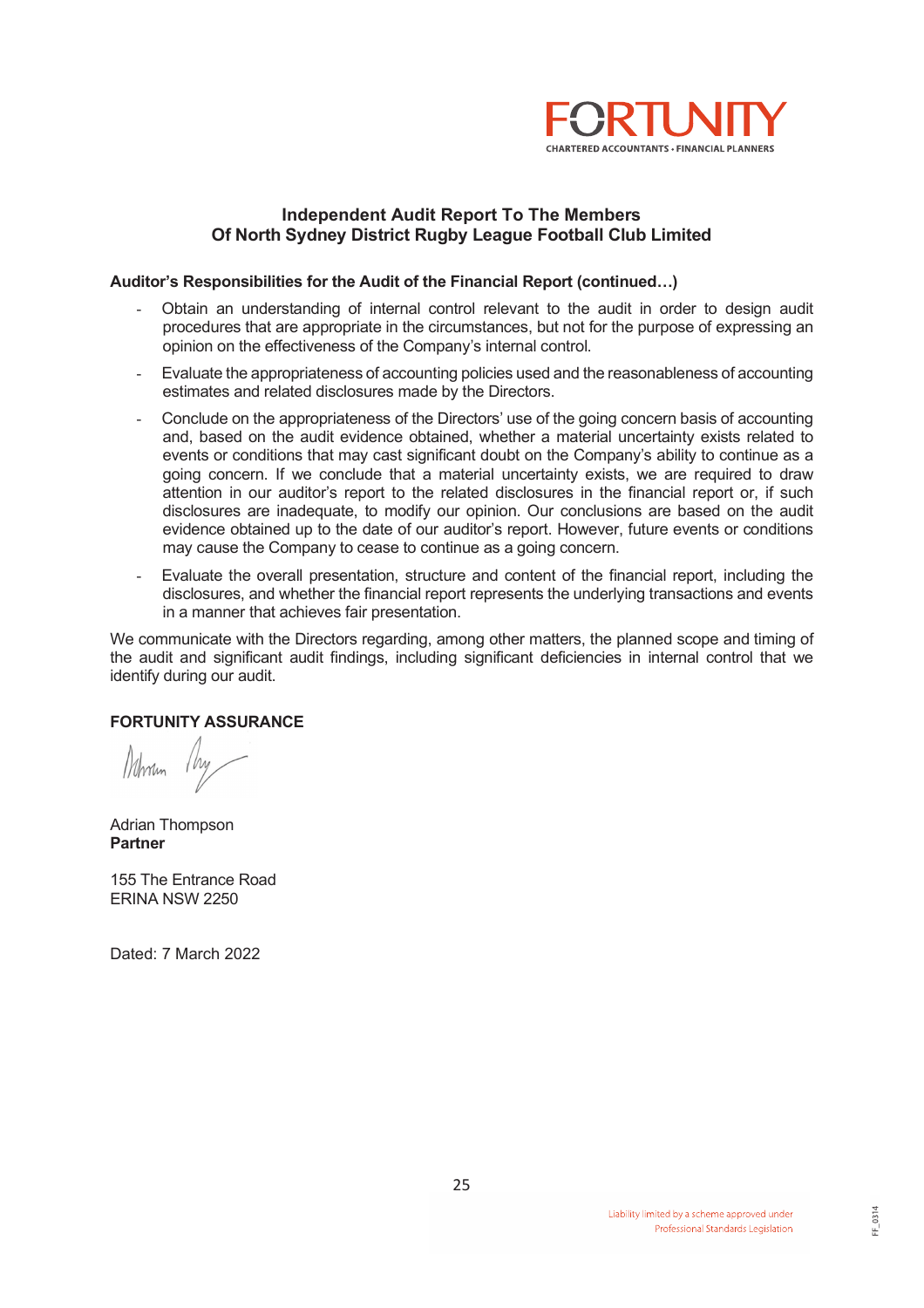FORTUNITY
CHARTERED ACCOUNTANTS • FINANCIAL PLANNERS

## Independent Audit Report To The Members Of North Sydney District Rugby League Football Club Limited

**Auditor's Responsibilities for the Audit of the Financial Report (continued…)**

- Obtain an understanding of internal control relevant to the audit in order to design audit procedures that are appropriate in the circumstances, but not for the purpose of expressing an opinion on the effectiveness of the Company's internal control.
- Evaluate the appropriateness of accounting policies used and the reasonableness of accounting estimates and related disclosures made by the Directors.
- Conclude on the appropriateness of the Directors' use of the going concern basis of accounting and, based on the audit evidence obtained, whether a material uncertainty exists related to events or conditions that may cast significant doubt on the Company's ability to continue as a going concern. If we conclude that a material uncertainty exists, we are required to draw attention in our auditor's report to the related disclosures in the financial report or, if such disclosures are inadequate, to modify our opinion. Our conclusions are based on the audit evidence obtained up to the date of our auditor's report. However, future events or conditions may cause the Company to cease to continue as a going concern.
- Evaluate the overall presentation, structure and content of the financial report, including the disclosures, and whether the financial report represents the underlying transactions and events in a manner that achieves fair presentation.

We communicate with the Directors regarding, among other matters, the planned scope and timing of the audit and significant audit findings, including significant deficiencies in internal control that we identify during our audit.

**FORTUNITY ASSURANCE**

Adrian Thompson
**Partner**

155 The Entrance Road
ERINA NSW 2250

Dated: 7 March 2022

Liability limited by a scheme approved under Professional Standards Legislation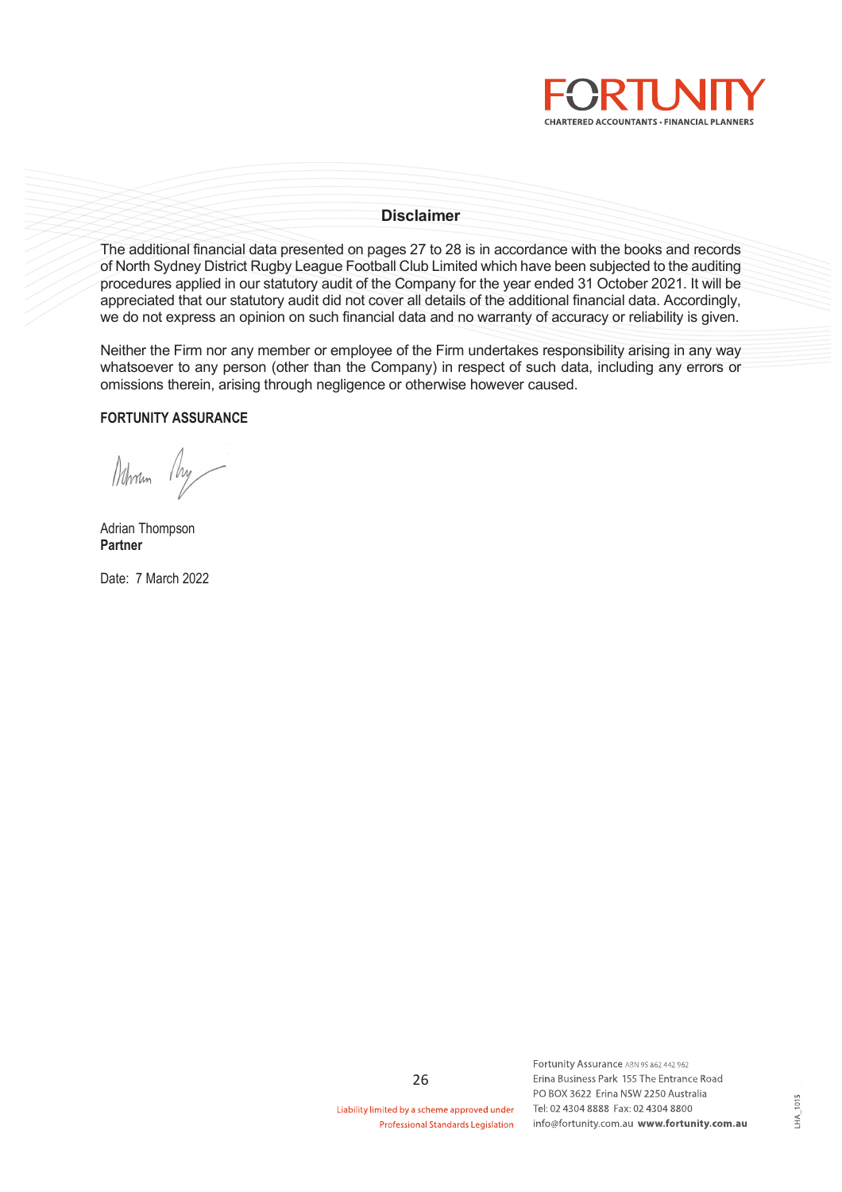## Disclaimer

The additional financial data presented on pages 27 to 28 is in accordance with the books and records of North Sydney District Rugby League Football Club Limited which have been subjected to the auditing procedures applied in our statutory audit of the Company for the year ended 31 October 2021. It will be appreciated that our statutory audit did not cover all details of the additional financial data. Accordingly, we do not express an opinion on such financial data and no warranty of accuracy or reliability is given.

Neither the Firm nor any member or employee of the Firm undertakes responsibility arising in any way whatsoever to any person (other than the Company) in respect of such data, including any errors or omissions therein, arising through negligence or otherwise however caused.

**FORTUNITY ASSURANCE**

Adrian Thompson
**Partner**

Date: 7 March 2022

Liability limited by a scheme approved under Professional Standards Legislation

Fortunity Assurance ABN 95 862 442 962
Erina Business Park 155 The Entrance Road
PO BOX 3622 Erina NSW 2250 Australia
Tel: 02 4304 8888 Fax: 02 4304 8800
info@fortunity.com.au **www.fortunity.com.au**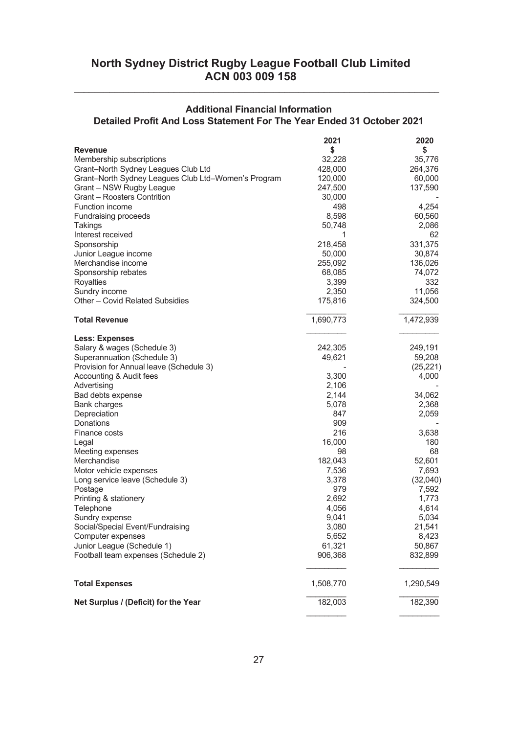# North Sydney District Rugby League Football Club Limited
# ACN 003 009 158

## Additional Financial Information
## Detailed Profit And Loss Statement For The Year Ended 31 October 2021

| | 2021 | 2020 |
|---|---|---|
| **Revenue** | **$** | **$** |
| Membership subscriptions | 32,228 | 35,776 |
| Grant–North Sydney Leagues Club Ltd | 428,000 | 264,376 |
| Grant–North Sydney Leagues Club Ltd–Women's Program | 120,000 | 60,000 |
| Grant – NSW Rugby League | 247,500 | 137,590 |
| Grant – Roosters Contrition | 30,000 | - |
| Function income | 498 | 4,254 |
| Fundraising proceeds | 8,598 | 60,560 |
| Takings | 50,748 | 2,086 |
| Interest received | 1 | 62 |
| Sponsorship | 218,458 | 331,375 |
| Junior League income | 50,000 | 30,874 |
| Merchandise income | 255,092 | 136,026 |
| Sponsorship rebates | 68,085 | 74,072 |
| Royalties | 3,399 | 332 |
| Sundry income | 2,350 | 11,056 |
| Other – Covid Related Subsidies | 175,816 | 324,500 |
| **Total Revenue** | 1,690,773 | 1,472,939 |
| **Less: Expenses** | | |
| Salary & wages (Schedule 3) | 242,305 | 249,191 |
| Superannuation (Schedule 3) | 49,621 | 59,208 |
| Provision for Annual leave (Schedule 3) | - | (25,221) |
| Accounting & Audit fees | 3,300 | 4,000 |
| Advertising | 2,106 | - |
| Bad debts expense | 2,144 | 34,062 |
| Bank charges | 5,078 | 2,368 |
| Depreciation | 847 | 2,059 |
| Donations | 909 | - |
| Finance costs | 216 | 3,638 |
| Legal | 16,000 | 180 |
| Meeting expenses | 98 | 68 |
| Merchandise | 182,043 | 52,601 |
| Motor vehicle expenses | 7,536 | 7,693 |
| Long service leave (Schedule 3) | 3,378 | (32,040) |
| Postage | 979 | 7,592 |
| Printing & stationery | 2,692 | 1,773 |
| Telephone | 4,056 | 4,614 |
| Sundry expense | 9,041 | 5,034 |
| Social/Special Event/Fundraising | 3,080 | 21,541 |
| Computer expenses | 5,652 | 8,423 |
| Junior League (Schedule 1) | 61,321 | 50,867 |
| Football team expenses (Schedule 2) | 906,368 | 832,899 |
| **Total Expenses** | 1,508,770 | 1,290,549 |
| **Net Surplus / (Deficit) for the Year** | 182,003 | 182,390 |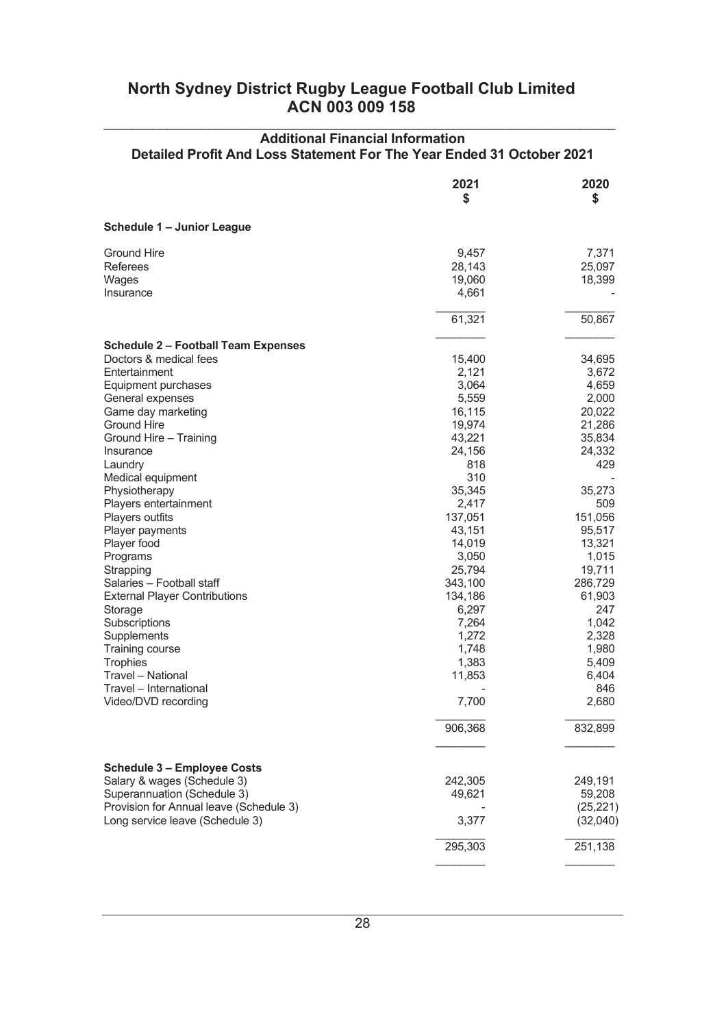# North Sydney District Rugby League Football Club Limited
## ACN 003 009 158

### Additional Financial Information
### Detailed Profit And Loss Statement For The Year Ended 31 October 2021

| | 2021 $ | 2020 $ |
|---|---|---|
| **Schedule 1 – Junior League** | | |
| Ground Hire | 9,457 | 7,371 |
| Referees | 28,143 | 25,097 |
| Wages | 19,060 | 18,399 |
| Insurance | 4,661 | - |
| | 61,321 | 50,867 |
| **Schedule 2 – Football Team Expenses** | | |
| Doctors & medical fees | 15,400 | 34,695 |
| Entertainment | 2,121 | 3,672 |
| Equipment purchases | 3,064 | 4,659 |
| General expenses | 5,559 | 2,000 |
| Game day marketing | 16,115 | 20,022 |
| Ground Hire | 19,974 | 21,286 |
| Ground Hire – Training | 43,221 | 35,834 |
| Insurance | 24,156 | 24,332 |
| Laundry | 818 | 429 |
| Medical equipment | 310 | - |
| Physiotherapy | 35,345 | 35,273 |
| Players entertainment | 2,417 | 509 |
| Players outfits | 137,051 | 151,056 |
| Player payments | 43,151 | 95,517 |
| Player food | 14,019 | 13,321 |
| Programs | 3,050 | 1,015 |
| Strapping | 25,794 | 19,711 |
| Salaries – Football staff | 343,100 | 286,729 |
| External Player Contributions | 134,186 | 61,903 |
| Storage | 6,297 | 247 |
| Subscriptions | 7,264 | 1,042 |
| Supplements | 1,272 | 2,328 |
| Training course | 1,748 | 1,980 |
| Trophies | 1,383 | 5,409 |
| Travel – National | 11,853 | 6,404 |
| Travel – International | - | 846 |
| Video/DVD recording | 7,700 | 2,680 |
| | 906,368 | 832,899 |
| **Schedule 3 – Employee Costs** | | |
| Salary & wages (Schedule 3) | 242,305 | 249,191 |
| Superannuation (Schedule 3) | 49,621 | 59,208 |
| Provision for Annual leave (Schedule 3) | - | (25,221) |
| Long service leave (Schedule 3) | 3,377 | (32,040) |
| | 295,303 | 251,138 |